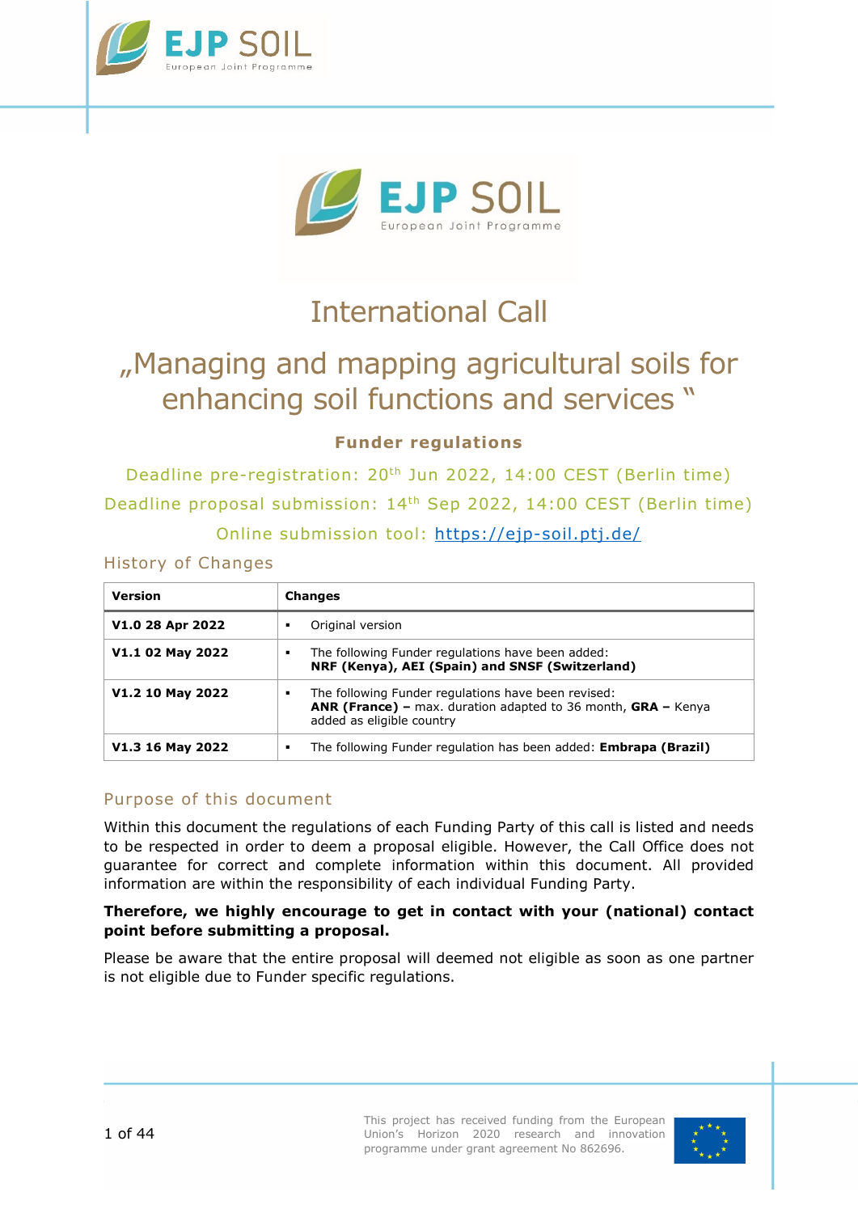# International Call

## „Managing and mapping agricultural soils for enhancing soil functions and services "

**Funder regulations**

Deadline pre-registration: 20th Jun 2022, 14:00 CEST (Berlin time)

Deadline proposal submission: 14th Sep 2022, 14:00 CEST (Berlin time)

Online submission tool: https://ejp-soil.ptj.de/

### History of Changes

| Version | Changes |
|---|---|
| **V1.0 28 Apr 2022** | ▪ Original version |
| **V1.1 02 May 2022** | ▪ The following Funder regulations have been added: **NRF (Kenya), AEI (Spain) and SNSF (Switzerland)** |
| **V1.2 10 May 2022** | ▪ The following Funder regulations have been revised: **ANR (France) –** max. duration adapted to 36 month, **GRA –** Kenya added as eligible country |
| **V1.3 16 May 2022** | ▪ The following Funder regulation has been added: **Embrapa (Brazil)** |

### Purpose of this document

Within this document the regulations of each Funding Party of this call is listed and needs to be respected in order to deem a proposal eligible. However, the Call Office does not guarantee for correct and complete information within this document. All provided information are within the responsibility of each individual Funding Party.

**Therefore, we highly encourage to get in contact with your (national) contact point before submitting a proposal.**

Please be aware that the entire proposal will deemed not eligible as soon as one partner is not eligible due to Funder specific regulations.

This project has received funding from the European Union's Horizon 2020 research and innovation programme under grant agreement No 862696.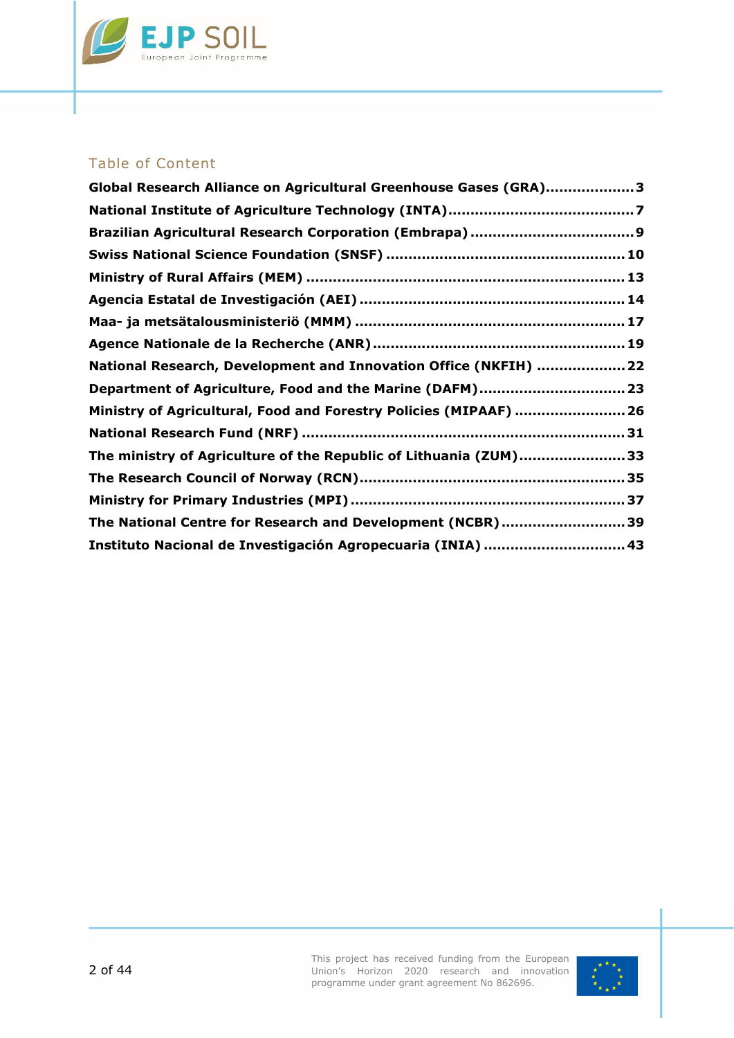## Table of Content

**Global Research Alliance on Agricultural Greenhouse Gases (GRA)....................3**
**National Institute of Agriculture Technology (INTA)..........................................7**
**Brazilian Agricultural Research Corporation (Embrapa)....................................9**
**Swiss National Science Foundation (SNSF) .....................................................10**
**Ministry of Rural Affairs (MEM) .......................................................................13**
**Agencia Estatal de Investigación (AEI) ...........................................................14**
**Maa- ja metsätalousministeriö (MMM) ............................................................17**
**Agence Nationale de la Recherche (ANR)........................................................19**
**National Research, Development and Innovation Office (NKFIH) ....................22**
**Department of Agriculture, Food and the Marine (DAFM).................................23**
**Ministry of Agricultural, Food and Forestry Policies (MIPAAF) .........................26**
**National Research Fund (NRF) ........................................................................31**
**The ministry of Agriculture of the Republic of Lithuania (ZUM)........................33**
**The Research Council of Norway (RCN)...........................................................35**
**Ministry for Primary Industries (MPI).............................................................37**
**The National Centre for Research and Development (NCBR)............................39**
**Instituto Nacional de Investigación Agropecuaria (INIA) ................................43**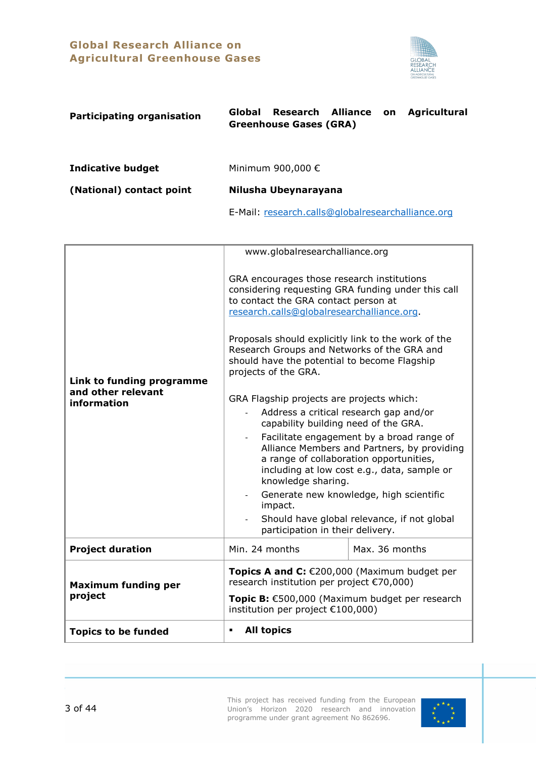| | |
|---|---|
| **Participating organisation** | **Global Research Alliance on Agricultural Greenhouse Gases (GRA)** |
| **Indicative budget** | Minimum 900,000 € |
| **(National) contact point** | **Nilusha Ubeynarayana** |
| | E-Mail: research.calls@globalresearchalliance.org |

| | | |
|---|---|---|
| **Link to funding programme and other relevant information** | www.globalresearchalliance.org<br><br>GRA encourages those research institutions considering requesting GRA funding under this call to contact the GRA contact person at research.calls@globalresearchalliance.org.<br><br>Proposals should explicitly link to the work of the Research Groups and Networks of the GRA and should have the potential to become Flagship projects of the GRA.<br><br>GRA Flagship projects are projects which:<br>- Address a critical research gap and/or capability building need of the GRA.<br>- Facilitate engagement by a broad range of Alliance Members and Partners, by providing a range of collaboration opportunities, including at low cost e.g., data, sample or knowledge sharing.<br>- Generate new knowledge, high scientific impact.<br>- Should have global relevance, if not global participation in their delivery. | |
| **Project duration** | Min. 24 months | Max. 36 months |
| **Maximum funding per project** | **Topics A and C:** €200,000 (Maximum budget per research institution per project €70,000)<br><br>**Topic B:** €500,000 (Maximum budget per research institution per project €100,000) | |
| **Topics to be funded** | ▪ **All topics** | |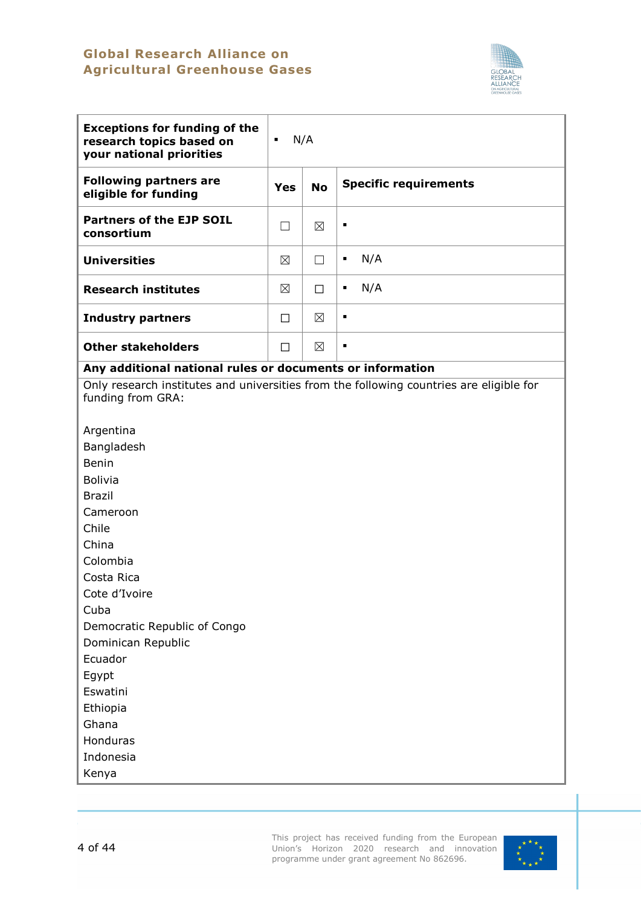| **Exceptions for funding of the research topics based on your national priorities** | ▪ N/A | | |
|---|---|---|---|
| **Following partners are eligible for funding** | **Yes** | **No** | **Specific requirements** |
| **Partners of the EJP SOIL consortium** | ☐ | ☒ | ▪ |
| **Universities** | ☒ | ☐ | ▪ N/A |
| **Research institutes** | ☒ | ☐ | ▪ N/A |
| **Industry partners** | ☐ | ☒ | ▪ |
| **Other stakeholders** | ☐ | ☒ | ▪ |

**Any additional national rules or documents or information**

Only research institutes and universities from the following countries are eligible for funding from GRA:

Argentina
Bangladesh
Benin
Bolivia
Brazil
Cameroon
Chile
China
Colombia
Costa Rica
Cote d'Ivoire
Cuba
Democratic Republic of Congo
Dominican Republic
Ecuador
Egypt
Eswatini
Ethiopia
Ghana
Honduras
Indonesia
Kenya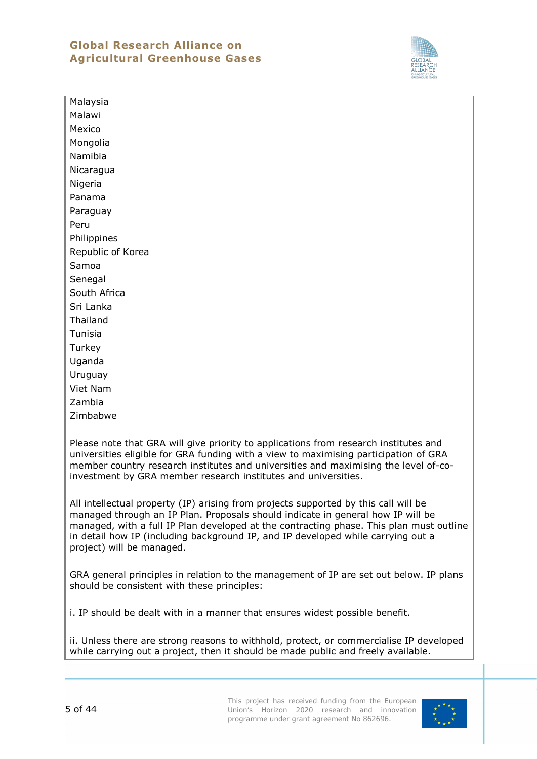Malaysia
Malawi
Mexico
Mongolia
Namibia
Nicaragua
Nigeria
Panama
Paraguay
Peru
Philippines
Republic of Korea
Samoa
Senegal
South Africa
Sri Lanka
Thailand
Tunisia
Turkey
Uganda
Uruguay
Viet Nam
Zambia
Zimbabwe

Please note that GRA will give priority to applications from research institutes and universities eligible for GRA funding with a view to maximising participation of GRA member country research institutes and universities and maximising the level of-co-investment by GRA member research institutes and universities.

All intellectual property (IP) arising from projects supported by this call will be managed through an IP Plan. Proposals should indicate in general how IP will be managed, with a full IP Plan developed at the contracting phase. This plan must outline in detail how IP (including background IP, and IP developed while carrying out a project) will be managed.

GRA general principles in relation to the management of IP are set out below. IP plans should be consistent with these principles:

i. IP should be dealt with in a manner that ensures widest possible benefit.

ii. Unless there are strong reasons to withhold, protect, or commercialise IP developed while carrying out a project, then it should be made public and freely available.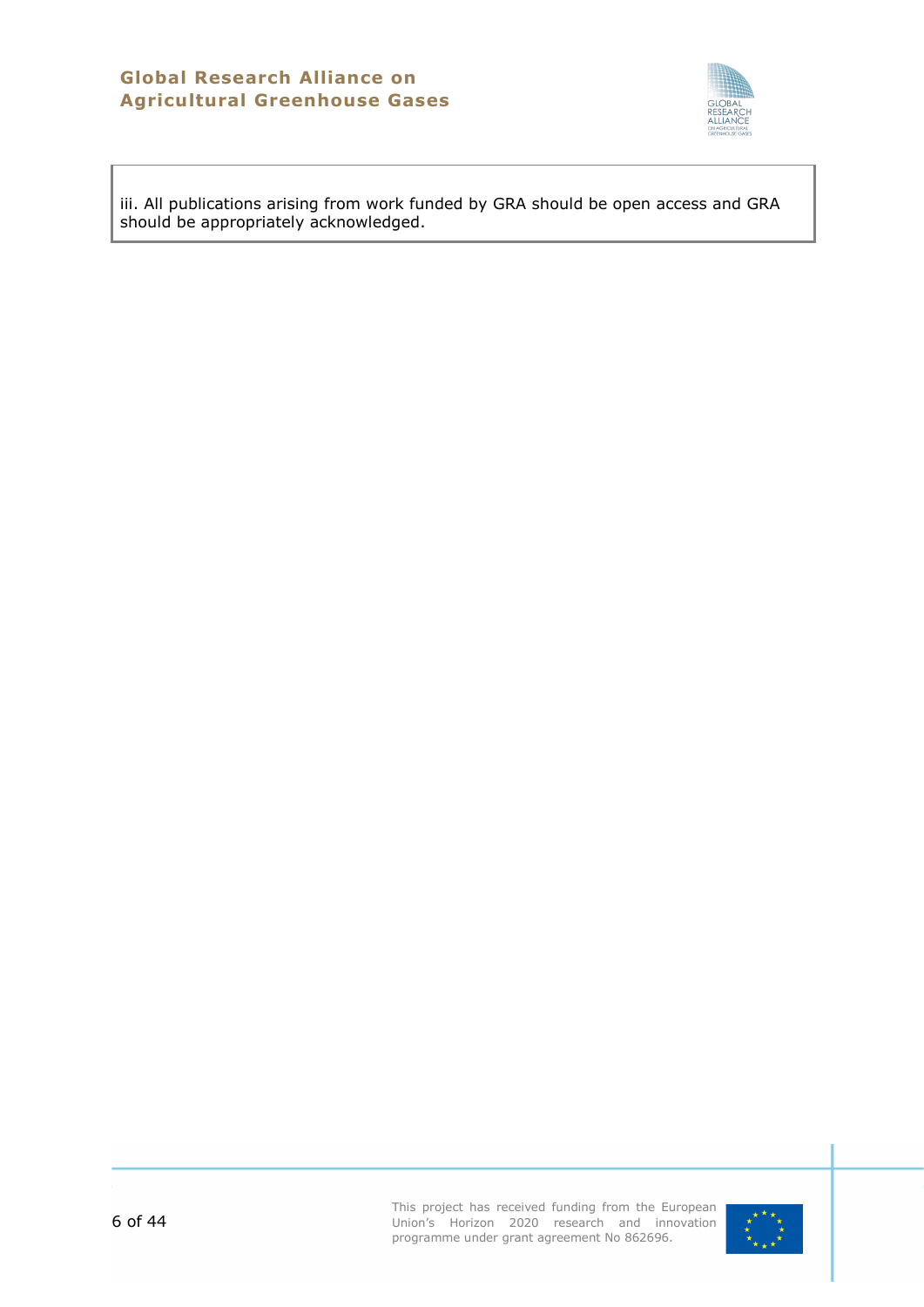iii. All publications arising from work funded by GRA should be open access and GRA should be appropriately acknowledged.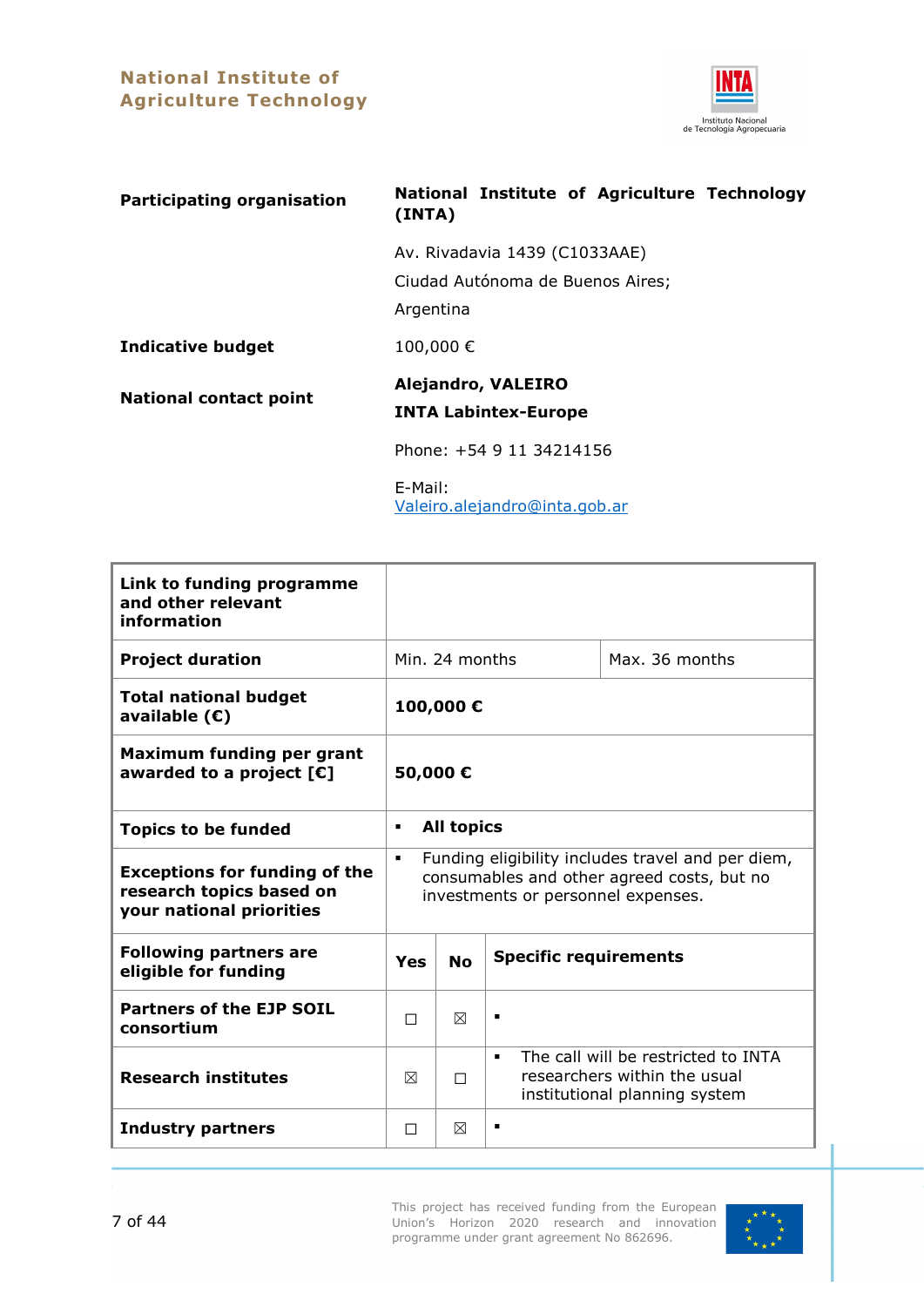## National Institute of Agriculture Technology

| | |
|---|---|
| **Participating organisation** | **National Institute of Agriculture Technology (INTA)**<br>Av. Rivadavia 1439 (C1033AAE)<br>Ciudad Autónoma de Buenos Aires;<br>Argentina |
| **Indicative budget** | 100,000 € |
| **National contact point** | **Alejandro, VALEIRO**<br>**INTA Labintex-Europe**<br>Phone: +54 9 11 34214156<br>E-Mail: Valeiro.alejandro@inta.gob.ar |

| | | | |
|---|---|---|---|
| **Link to funding programme and other relevant information** | | | |
| **Project duration** | Min. 24 months | | Max. 36 months |
| **Total national budget available (€)** | **100,000 €** | | |
| **Maximum funding per grant awarded to a project [€]** | **50,000 €** | | |
| **Topics to be funded** | ▪ **All topics** | | |
| **Exceptions for funding of the research topics based on your national priorities** | ▪ Funding eligibility includes travel and per diem, consumables and other agreed costs, but no investments or personnel expenses. | | |
| **Following partners are eligible for funding** | **Yes** | **No** | **Specific requirements** |
| **Partners of the EJP SOIL consortium** | ☐ | ☒ | ▪ |
| **Research institutes** | ☒ | ☐ | ▪ The call will be restricted to INTA researchers within the usual institutional planning system |
| **Industry partners** | ☐ | ☒ | ▪ |

This project has received funding from the European Union's Horizon 2020 research and innovation programme under grant agreement No 862696.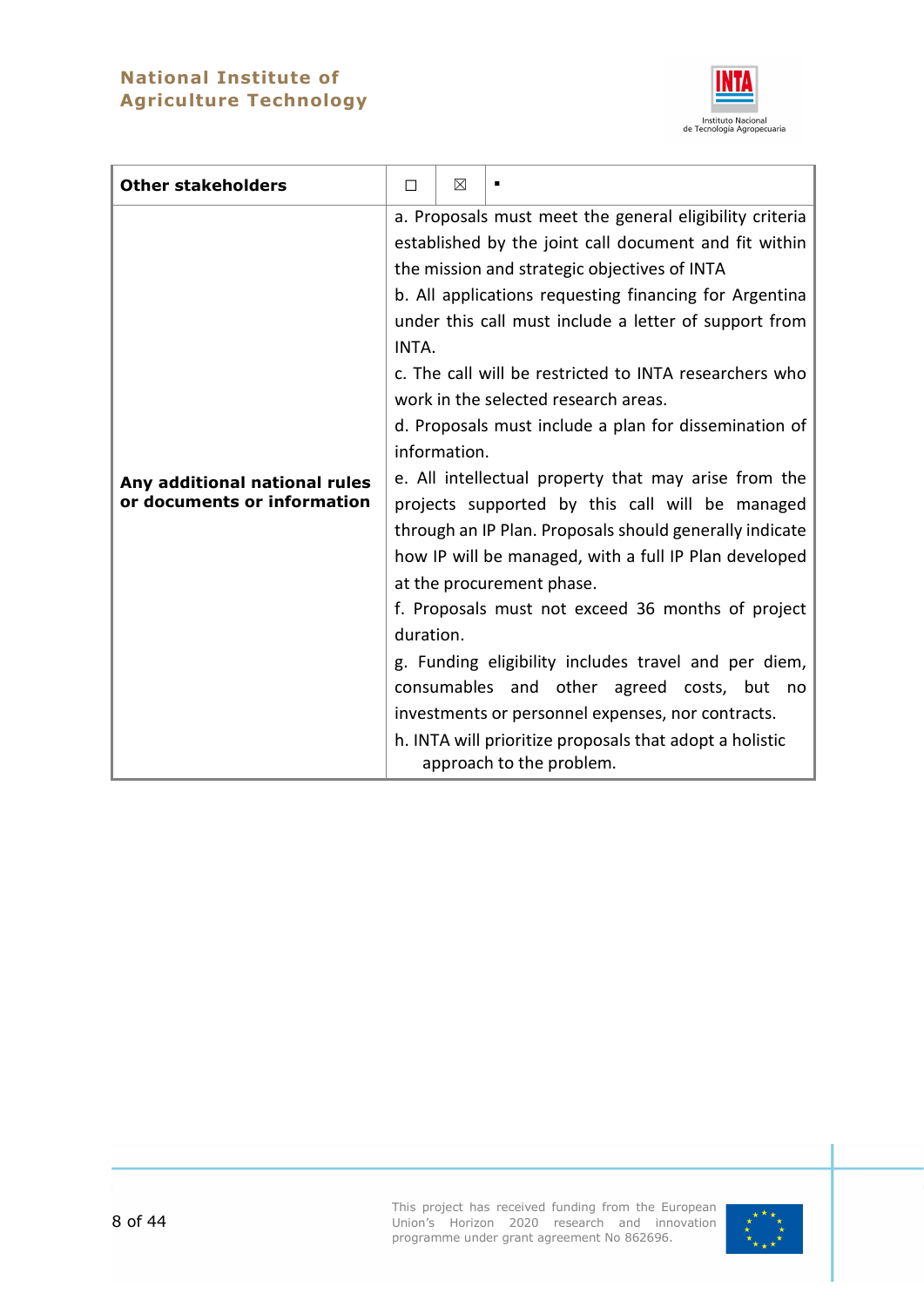| Other stakeholders | ☐ | ☒ | ▪ |
|---|---|---|---|
| Any additional national rules or documents or information | a. Proposals must meet the general eligibility criteria established by the joint call document and fit within the mission and strategic objectives of INTA<br>b. All applications requesting financing for Argentina under this call must include a letter of support from INTA.<br>c. The call will be restricted to INTA researchers who work in the selected research areas.<br>d. Proposals must include a plan for dissemination of information.<br>e. All intellectual property that may arise from the projects supported by this call will be managed through an IP Plan. Proposals should generally indicate how IP will be managed, with a full IP Plan developed at the procurement phase.<br>f. Proposals must not exceed 36 months of project duration.<br>g. Funding eligibility includes travel and per diem, consumables and other agreed costs, but no investments or personnel expenses, nor contracts.<br>h. INTA will prioritize proposals that adopt a holistic approach to the problem. | | |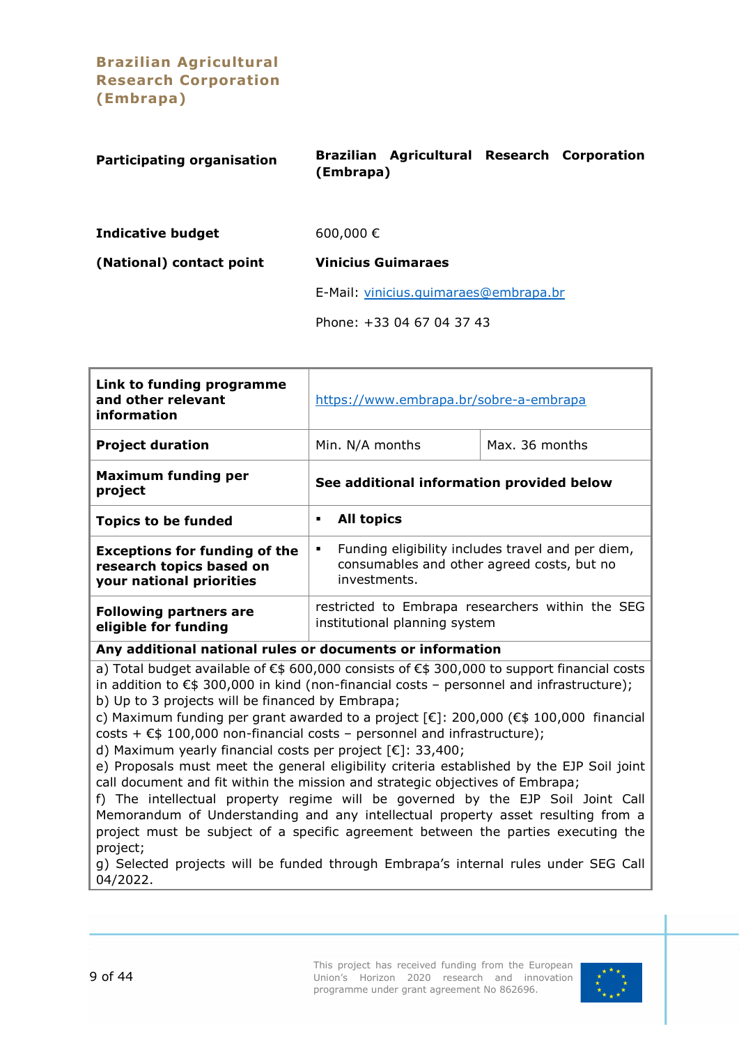## Brazilian Agricultural Research Corporation (Embrapa)

| | |
|---|---|
| **Participating organisation** | **Brazilian Agricultural Research Corporation (Embrapa)** |
| **Indicative budget** | 600,000 € |
| **(National) contact point** | **Vinicius Guimaraes** |
| | E-Mail: vinicius.guimaraes@embrapa.br |
| | Phone: +33 04 67 04 37 43 |

| | | |
|---|---|---|
| **Link to funding programme and other relevant information** | https://www.embrapa.br/sobre-a-embrapa | |
| **Project duration** | Min. N/A months | Max. 36 months |
| **Maximum funding per project** | **See additional information provided below** | |
| **Topics to be funded** | ▪ **All topics** | |
| **Exceptions for funding of the research topics based on your national priorities** | ▪ Funding eligibility includes travel and per diem, consumables and other agreed costs, but no investments. | |
| **Following partners are eligible for funding** | restricted to Embrapa researchers within the SEG institutional planning system | |

**Any additional national rules or documents or information**

a) Total budget available of €$ 600,000 consists of €$ 300,000 to support financial costs in addition to €$ 300,000 in kind (non-financial costs – personnel and infrastructure);
b) Up to 3 projects will be financed by Embrapa;
c) Maximum funding per grant awarded to a project [€]: 200,000 (€$ 100,000 financial costs + €$ 100,000 non-financial costs – personnel and infrastructure);
d) Maximum yearly financial costs per project [€]: 33,400;
e) Proposals must meet the general eligibility criteria established by the EJP Soil joint call document and fit within the mission and strategic objectives of Embrapa;
f) The intellectual property regime will be governed by the EJP Soil Joint Call Memorandum of Understanding and any intellectual property asset resulting from a project must be subject of a specific agreement between the parties executing the project;
g) Selected projects will be funded through Embrapa's internal rules under SEG Call 04/2022.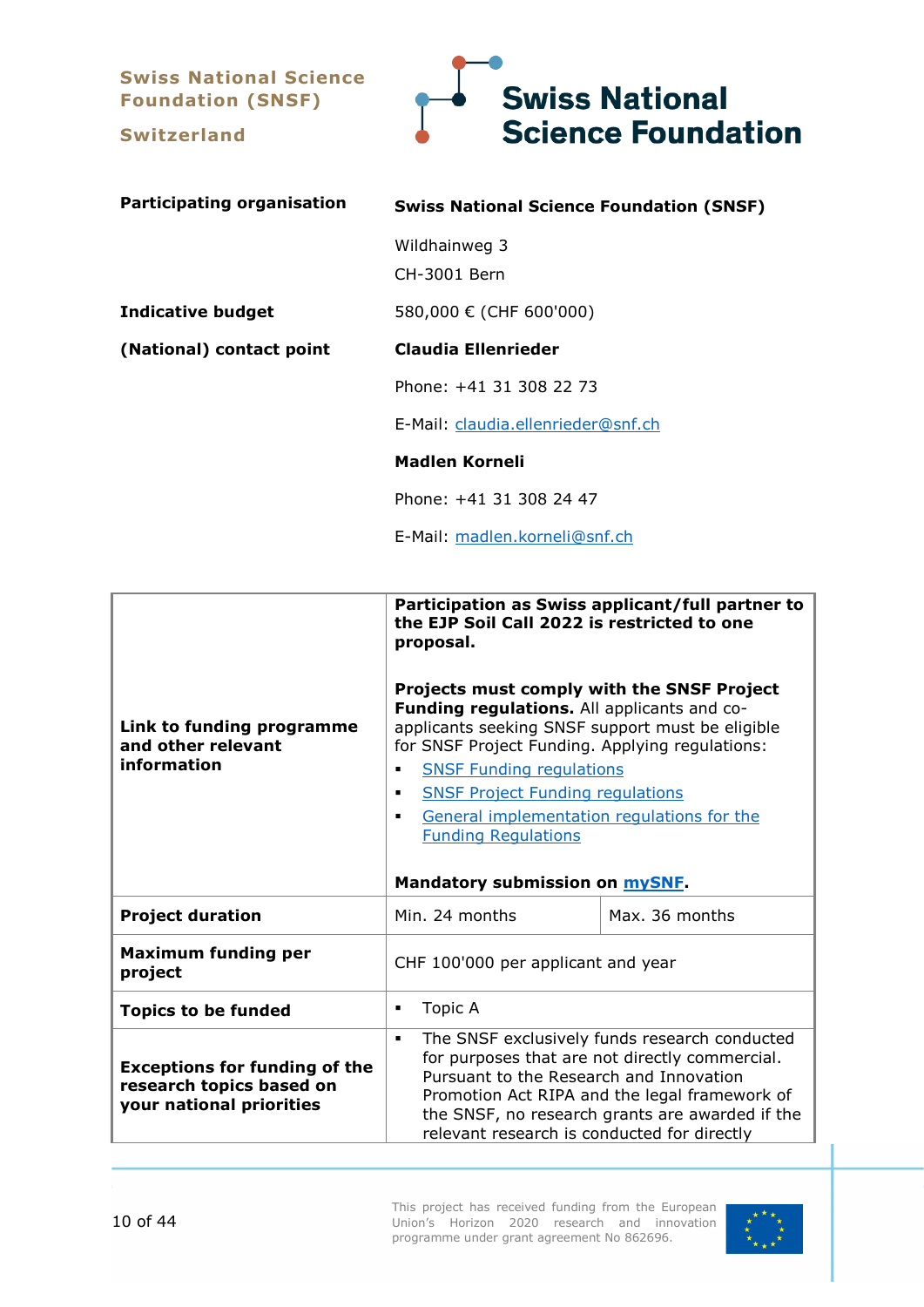**Swiss National Science Foundation (SNSF)**

**Switzerland**

Swiss National Science Foundation

| | |
|---|---|
| **Participating organisation** | **Swiss National Science Foundation (SNSF)**<br>Wildhainweg 3<br>CH-3001 Bern |
| **Indicative budget** | 580,000 € (CHF 600'000) |
| **(National) contact point** | **Claudia Ellenrieder**<br>Phone: +41 31 308 22 73<br>E-Mail: claudia.ellenrieder@snf.ch<br>**Madlen Korneli**<br>Phone: +41 31 308 24 47<br>E-Mail: madlen.korneli@snf.ch |

| | | |
|---|---|---|
| **Link to funding programme and other relevant information** | **Participation as Swiss applicant/full partner to the EJP Soil Call 2022 is restricted to one proposal.**<br><br>**Projects must comply with the SNSF Project Funding regulations.** All applicants and co-applicants seeking SNSF support must be eligible for SNSF Project Funding. Applying regulations:<br>▪ SNSF Funding regulations<br>▪ SNSF Project Funding regulations<br>▪ General implementation regulations for the Funding Regulations<br><br>**Mandatory submission on mySNF.** | |
| **Project duration** | Min. 24 months | Max. 36 months |
| **Maximum funding per project** | CHF 100'000 per applicant and year | |
| **Topics to be funded** | ▪ Topic A | |
| **Exceptions for funding of the research topics based on your national priorities** | ▪ The SNSF exclusively funds research conducted for purposes that are not directly commercial. Pursuant to the Research and Innovation Promotion Act RIPA and the legal framework of the SNSF, no research grants are awarded if the relevant research is conducted for directly | |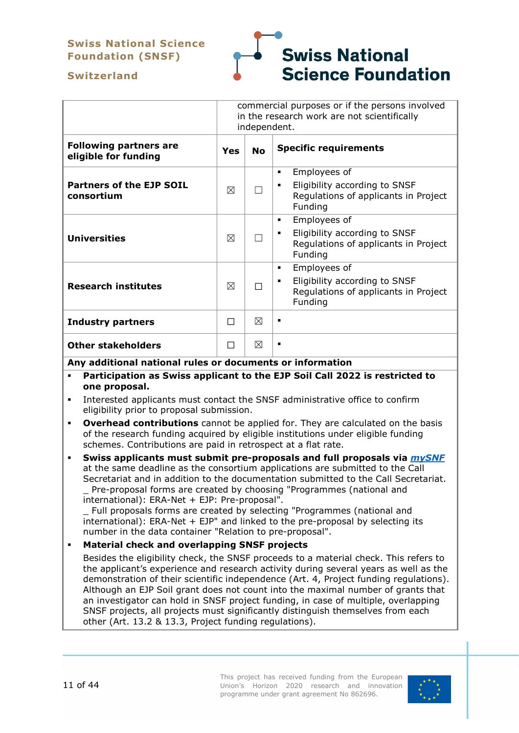| | commercial purposes or if the persons involved in the research work are not scientifically independent. | | |
|---|---|---|---|
| **Following partners are eligible for funding** | **Yes** | **No** | **Specific requirements** |
| **Partners of the EJP SOIL consortium** | ☒ | ☐ | ▪ Employees of<br>▪ Eligibility according to SNSF Regulations of applicants in Project Funding |
| **Universities** | ☒ | ☐ | ▪ Employees of<br>▪ Eligibility according to SNSF Regulations of applicants in Project Funding |
| **Research institutes** | ☒ | ☐ | ▪ Employees of<br>▪ Eligibility according to SNSF Regulations of applicants in Project Funding |
| **Industry partners** | ☐ | ☒ | ▪ |
| **Other stakeholders** | ☐ | ☒ | ▪ |

**Any additional national rules or documents or information**

- **Participation as Swiss applicant to the EJP Soil Call 2022 is restricted to one proposal.**
- Interested applicants must contact the SNSF administrative office to confirm eligibility prior to proposal submission.
- **Overhead contributions** cannot be applied for. They are calculated on the basis of the research funding acquired by eligible institutions under eligible funding schemes. Contributions are paid in retrospect at a flat rate.
- **Swiss applicants must submit pre-proposals and full proposals via *mySNF*** at the same deadline as the consortium applications are submitted to the Call Secretariat and in addition to the documentation submitted to the Call Secretariat.
  _ Pre-proposal forms are created by choosing "Programmes (national and international): ERA-Net + EJP: Pre-proposal".
  _ Full proposals forms are created by selecting "Programmes (national and international): ERA-Net + EJP" and linked to the pre-proposal by selecting its number in the data container "Relation to pre-proposal".
- **Material check and overlapping SNSF projects**

  Besides the eligibility check, the SNSF proceeds to a material check. This refers to the applicant's experience and research activity during several years as well as the demonstration of their scientific independence (Art. 4, Project funding regulations). Although an EJP Soil grant does not count into the maximal number of grants that an investigator can hold in SNSF project funding, in case of multiple, overlapping SNSF projects, all projects must significantly distinguish themselves from each other (Art. 13.2 & 13.3, Project funding regulations).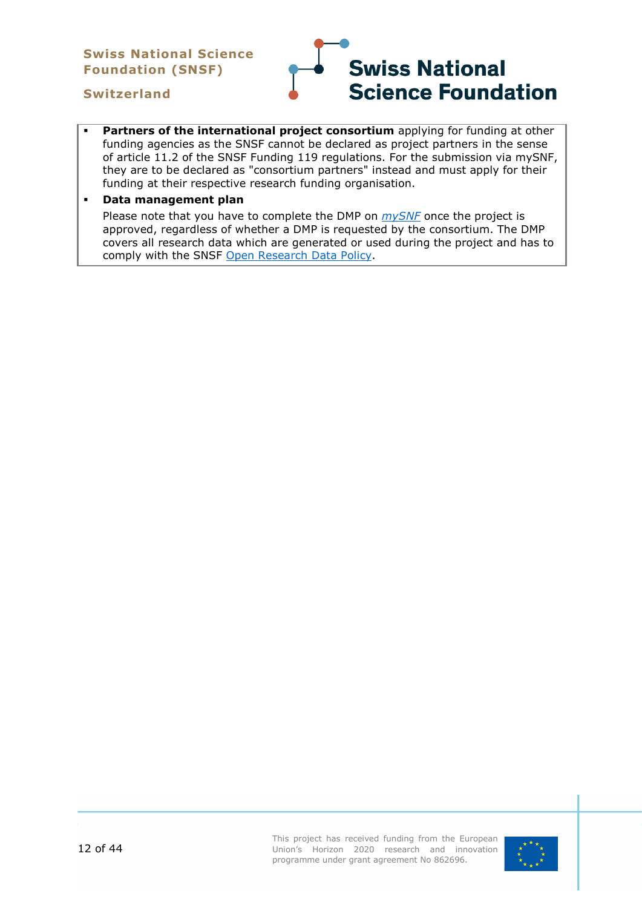- **Partners of the international project consortium** applying for funding at other funding agencies as the SNSF cannot be declared as project partners in the sense of article 11.2 of the SNSF Funding 119 regulations. For the submission via mySNF, they are to be declared as "consortium partners" instead and must apply for their funding at their respective research funding organisation.
- **Data management plan**

  Please note that you have to complete the DMP on *mySNF* once the project is approved, regardless of whether a DMP is requested by the consortium. The DMP covers all research data which are generated or used during the project and has to comply with the SNSF Open Research Data Policy.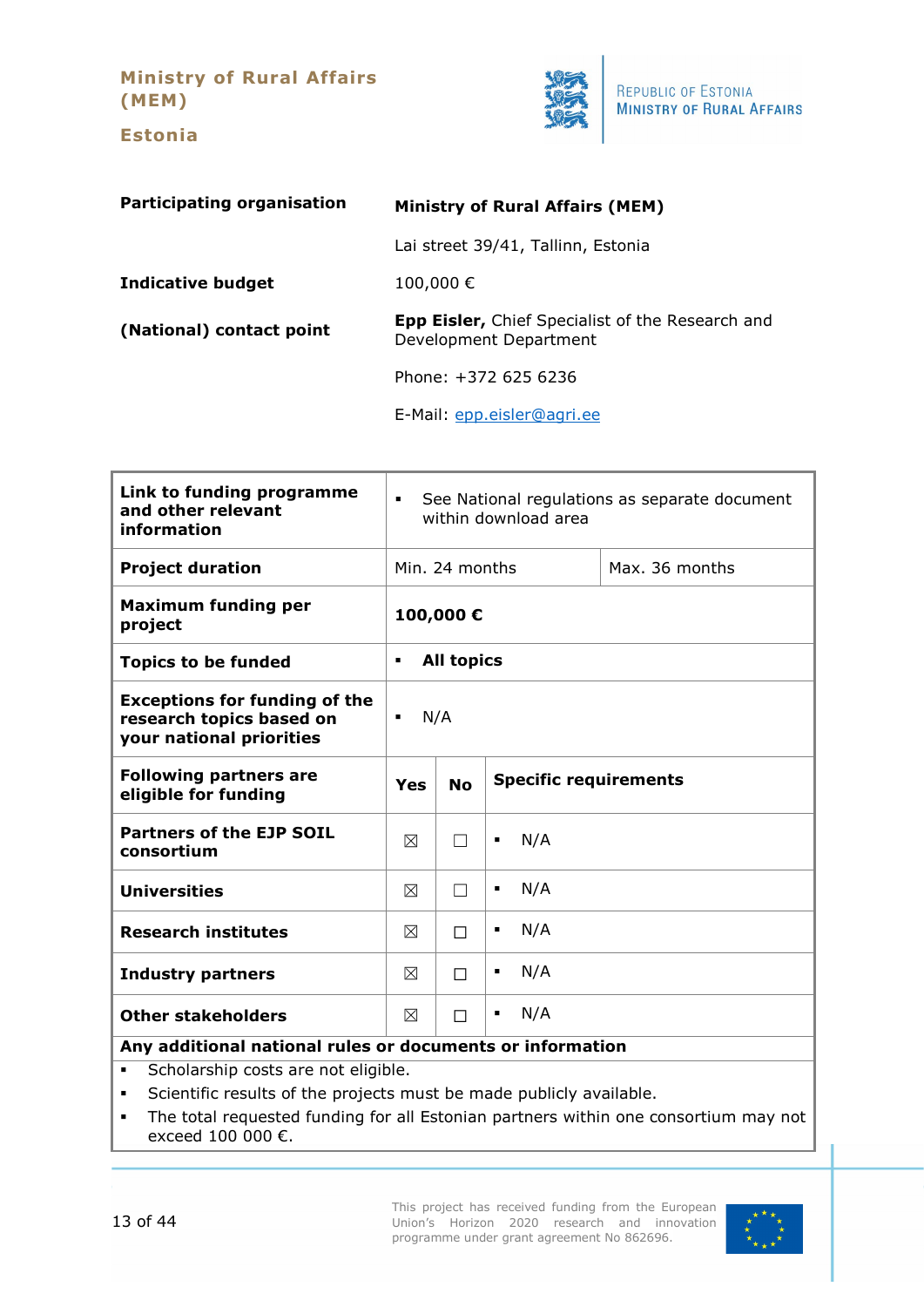## Ministry of Rural Affairs (MEM)

## Estonia

| | |
|---|---|
| **Participating organisation** | **Ministry of Rural Affairs (MEM)** |
| | Lai street 39/41, Tallinn, Estonia |
| **Indicative budget** | 100,000 € |
| **(National) contact point** | **Epp Eisler,** Chief Specialist of the Research and Development Department |
| | Phone: +372 625 6236 |
| | E-Mail: epp.eisler@agri.ee |

| **Link to funding programme and other relevant information** | ▪ See National regulations as separate document within download area | | |
|---|---|---|---|
| **Project duration** | Min. 24 months | | Max. 36 months |
| **Maximum funding per project** | **100,000 €** | | |
| **Topics to be funded** | ▪ **All topics** | | |
| **Exceptions for funding of the research topics based on your national priorities** | ▪ N/A | | |
| **Following partners are eligible for funding** | **Yes** | **No** | **Specific requirements** |
| **Partners of the EJP SOIL consortium** | ☒ | ☐ | ▪ N/A |
| **Universities** | ☒ | ☐ | ▪ N/A |
| **Research institutes** | ☒ | ☐ | ▪ N/A |
| **Industry partners** | ☒ | ☐ | ▪ N/A |
| **Other stakeholders** | ☒ | ☐ | ▪ N/A |

**Any additional national rules or documents or information**

- Scholarship costs are not eligible.
- Scientific results of the projects must be made publicly available.
- The total requested funding for all Estonian partners within one consortium may not exceed 100 000 €.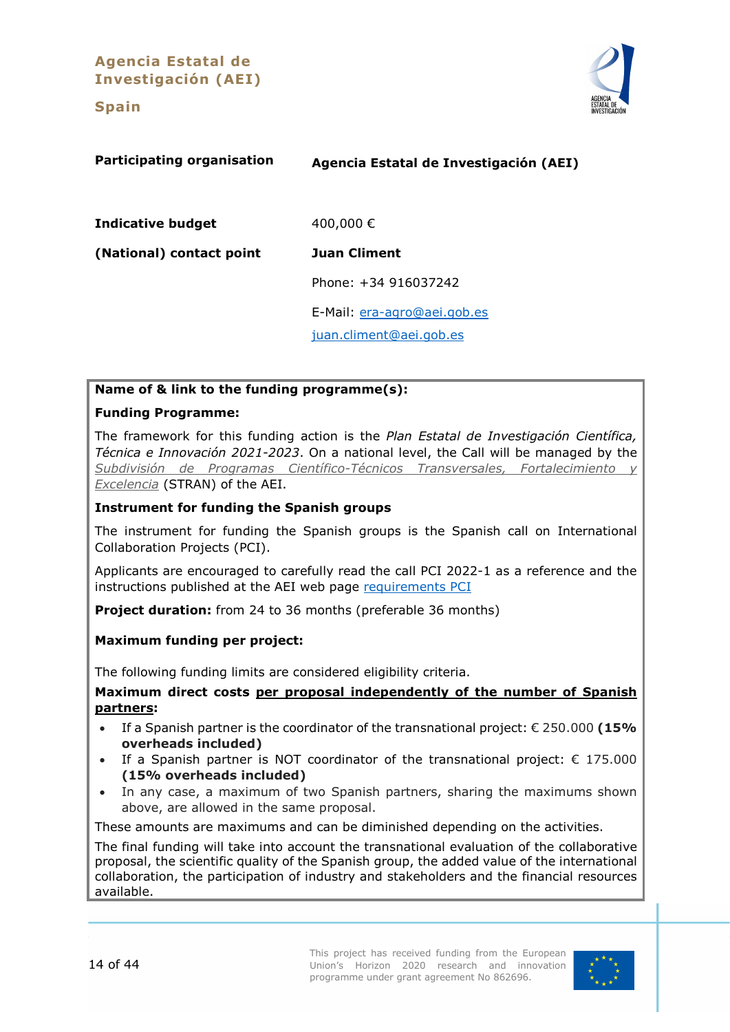# Agencia Estatal de Investigación (AEI)

## Spain

| | |
|---|---|
| **Participating organisation** | **Agencia Estatal de Investigación (AEI)** |
| **Indicative budget** | 400,000 € |
| **(National) contact point** | **Juan Climent** |
| | Phone: +34 916037242 |
| | E-Mail: era-agro@aei.gob.es |
| | juan.climent@aei.gob.es |

**Name of & link to the funding programme(s):**

**Funding Programme:**

The framework for this funding action is the *Plan Estatal de Investigación Científica, Técnica e Innovación 2021-2023*. On a national level, the Call will be managed by the *Subdivisión de Programas Científico-Técnicos Transversales, Fortalecimiento y Excelencia* (STRAN) of the AEI.

**Instrument for funding the Spanish groups**

The instrument for funding the Spanish groups is the Spanish call on International Collaboration Projects (PCI).

Applicants are encouraged to carefully read the call PCI 2022-1 as a reference and the instructions published at the AEI web page requirements PCI

**Project duration:** from 24 to 36 months (preferable 36 months)

**Maximum funding per project:**

The following funding limits are considered eligibility criteria.

**Maximum direct costs <u>per proposal independently of the number of Spanish partners</u>:**

- If a Spanish partner is the coordinator of the transnational project: € 250.000 **(15% overheads included)**
- If a Spanish partner is NOT coordinator of the transnational project: € 175.000 **(15% overheads included)**
- In any case, a maximum of two Spanish partners, sharing the maximums shown above, are allowed in the same proposal.

These amounts are maximums and can be diminished depending on the activities.

The final funding will take into account the transnational evaluation of the collaborative proposal, the scientific quality of the Spanish group, the added value of the international collaboration, the participation of industry and stakeholders and the financial resources available.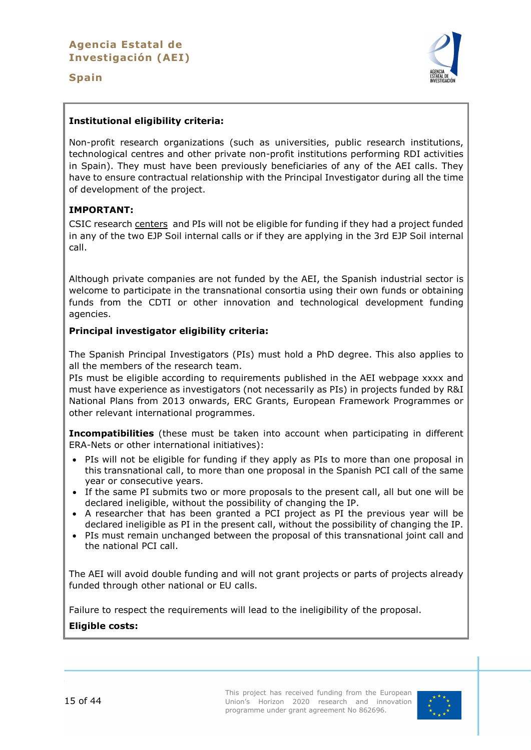**Agencia Estatal de Investigación (AEI)**

**Spain**

**Institutional eligibility criteria:**

Non-profit research organizations (such as universities, public research institutions, technological centres and other private non-profit institutions performing RDI activities in Spain). They must have been previously beneficiaries of any of the AEI calls. They have to ensure contractual relationship with the Principal Investigator during all the time of development of the project.

**IMPORTANT:**

CSIC research centers and PIs will not be eligible for funding if they had a project funded in any of the two EJP Soil internal calls or if they are applying in the 3rd EJP Soil internal call.

Although private companies are not funded by the AEI, the Spanish industrial sector is welcome to participate in the transnational consortia using their own funds or obtaining funds from the CDTI or other innovation and technological development funding agencies.

**Principal investigator eligibility criteria:**

The Spanish Principal Investigators (PIs) must hold a PhD degree. This also applies to all the members of the research team.

PIs must be eligible according to requirements published in the AEI webpage xxxx and must have experience as investigators (not necessarily as PIs) in projects funded by R&I National Plans from 2013 onwards, ERC Grants, European Framework Programmes or other relevant international programmes.

**Incompatibilities** (these must be taken into account when participating in different ERA-Nets or other international initiatives):

- PIs will not be eligible for funding if they apply as PIs to more than one proposal in this transnational call, to more than one proposal in the Spanish PCI call of the same year or consecutive years.
- If the same PI submits two or more proposals to the present call, all but one will be declared ineligible, without the possibility of changing the IP.
- A researcher that has been granted a PCI project as PI the previous year will be declared ineligible as PI in the present call, without the possibility of changing the IP.
- PIs must remain unchanged between the proposal of this transnational joint call and the national PCI call.

The AEI will avoid double funding and will not grant projects or parts of projects already funded through other national or EU calls.

Failure to respect the requirements will lead to the ineligibility of the proposal.

**Eligible costs:**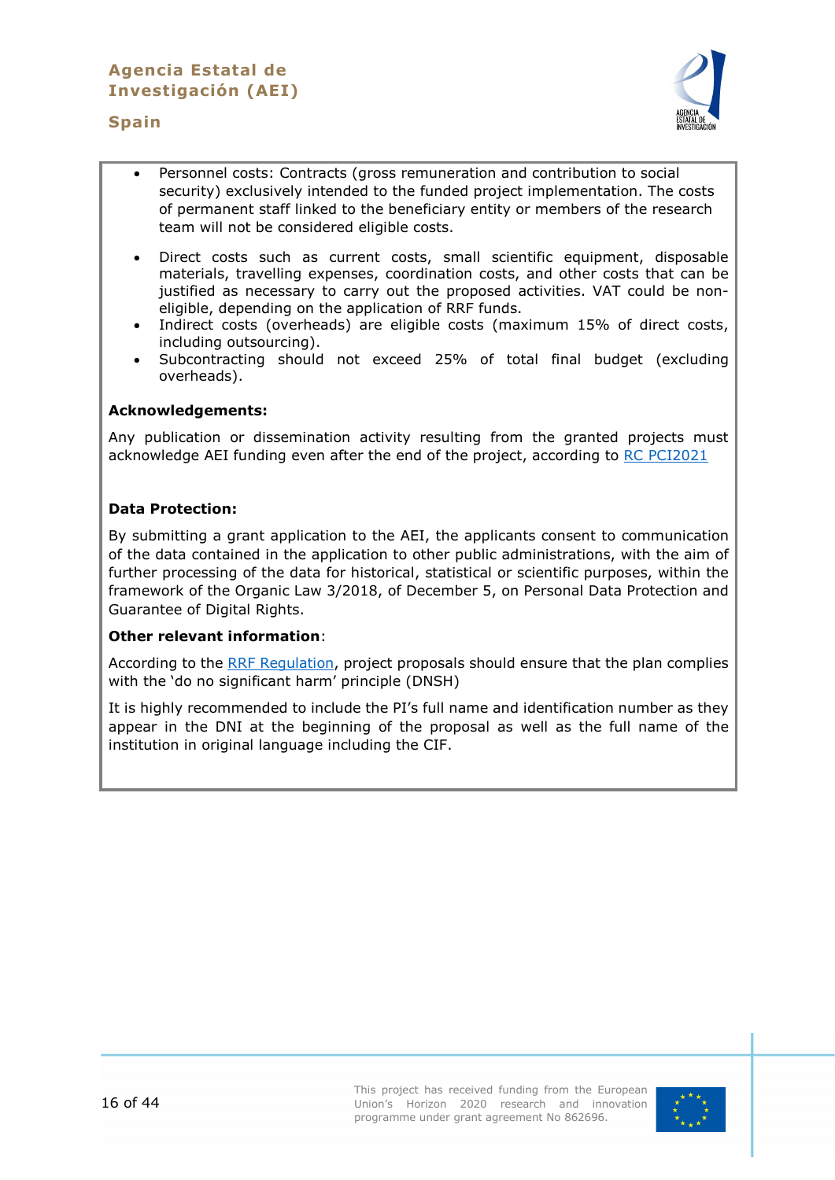- Personnel costs: Contracts (gross remuneration and contribution to social security) exclusively intended to the funded project implementation. The costs of permanent staff linked to the beneficiary entity or members of the research team will not be considered eligible costs.
- Direct costs such as current costs, small scientific equipment, disposable materials, travelling expenses, coordination costs, and other costs that can be justified as necessary to carry out the proposed activities. VAT could be non-eligible, depending on the application of RRF funds.
- Indirect costs (overheads) are eligible costs (maximum 15% of direct costs, including outsourcing).
- Subcontracting should not exceed 25% of total final budget (excluding overheads).

**Acknowledgements:**

Any publication or dissemination activity resulting from the granted projects must acknowledge AEI funding even after the end of the project, according to [RC PCI2021]

**Data Protection:**

By submitting a grant application to the AEI, the applicants consent to communication of the data contained in the application to other public administrations, with the aim of further processing of the data for historical, statistical or scientific purposes, within the framework of the Organic Law 3/2018, of December 5, on Personal Data Protection and Guarantee of Digital Rights.

**Other relevant information**:

According to the [RRF Regulation], project proposals should ensure that the plan complies with the 'do no significant harm' principle (DNSH)

It is highly recommended to include the PI's full name and identification number as they appear in the DNI at the beginning of the proposal as well as the full name of the institution in original language including the CIF.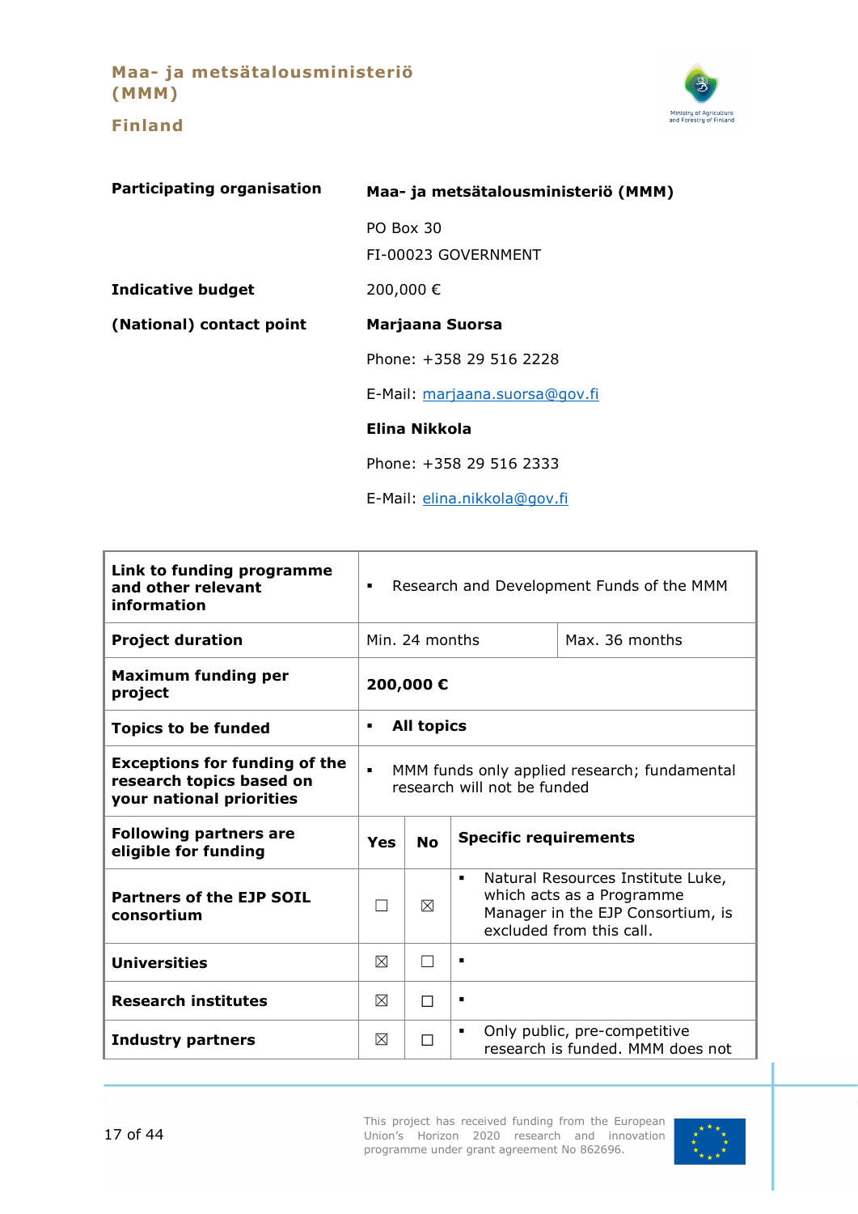# Maa- ja metsätalousministeriö (MMM)

## Finland

| | |
|---|---|
| **Participating organisation** | **Maa- ja metsätalousministeriö (MMM)**<br>PO Box 30<br>FI-00023 GOVERNMENT |
| **Indicative budget** | 200,000 € |
| **(National) contact point** | **Marjaana Suorsa**<br>Phone: +358 29 516 2228<br>E-Mail: marjaana.suorsa@gov.fi<br>**Elina Nikkola**<br>Phone: +358 29 516 2333<br>E-Mail: elina.nikkola@gov.fi |

| | | | |
|---|---|---|---|
| **Link to funding programme and other relevant information** | ▪ Research and Development Funds of the MMM | | |
| **Project duration** | Min. 24 months | | Max. 36 months |
| **Maximum funding per project** | **200,000 €** | | |
| **Topics to be funded** | ▪ **All topics** | | |
| **Exceptions for funding of the research topics based on your national priorities** | ▪ MMM funds only applied research; fundamental research will not be funded | | |
| **Following partners are eligible for funding** | **Yes** | **No** | **Specific requirements** |
| **Partners of the EJP SOIL consortium** | ☐ | ☒ | ▪ Natural Resources Institute Luke, which acts as a Programme Manager in the EJP Consortium, is excluded from this call. |
| **Universities** | ☒ | ☐ | ▪ |
| **Research institutes** | ☒ | ☐ | ▪ |
| **Industry partners** | ☒ | ☐ | ▪ Only public, pre-competitive research is funded. MMM does not |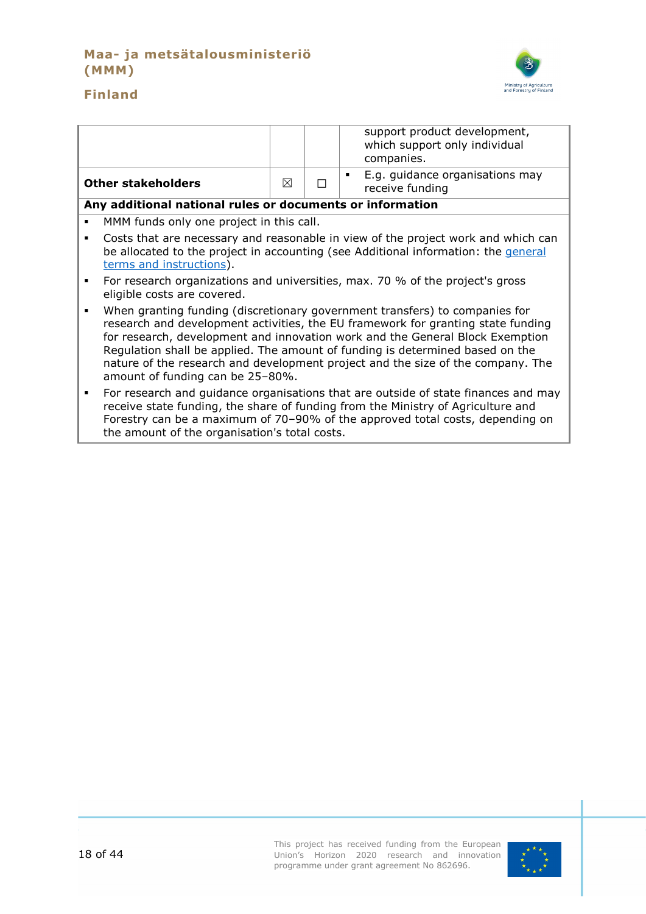| | | | |
|---|---|---|---|
| | | | support product development, which support only individual companies. |
| **Other stakeholders** | ☒ | ☐ | ▪ E.g. guidance organisations may receive funding |

**Any additional national rules or documents or information**

- MMM funds only one project in this call.
- Costs that are necessary and reasonable in view of the project work and which can be allocated to the project in accounting (see Additional information: the general terms and instructions).
- For research organizations and universities, max. 70 % of the project's gross eligible costs are covered.
- When granting funding (discretionary government transfers) to companies for research and development activities, the EU framework for granting state funding for research, development and innovation work and the General Block Exemption Regulation shall be applied. The amount of funding is determined based on the nature of the research and development project and the size of the company. The amount of funding can be 25–80%.
- For research and guidance organisations that are outside of state finances and may receive state funding, the share of funding from the Ministry of Agriculture and Forestry can be a maximum of 70–90% of the approved total costs, depending on the amount of the organisation's total costs.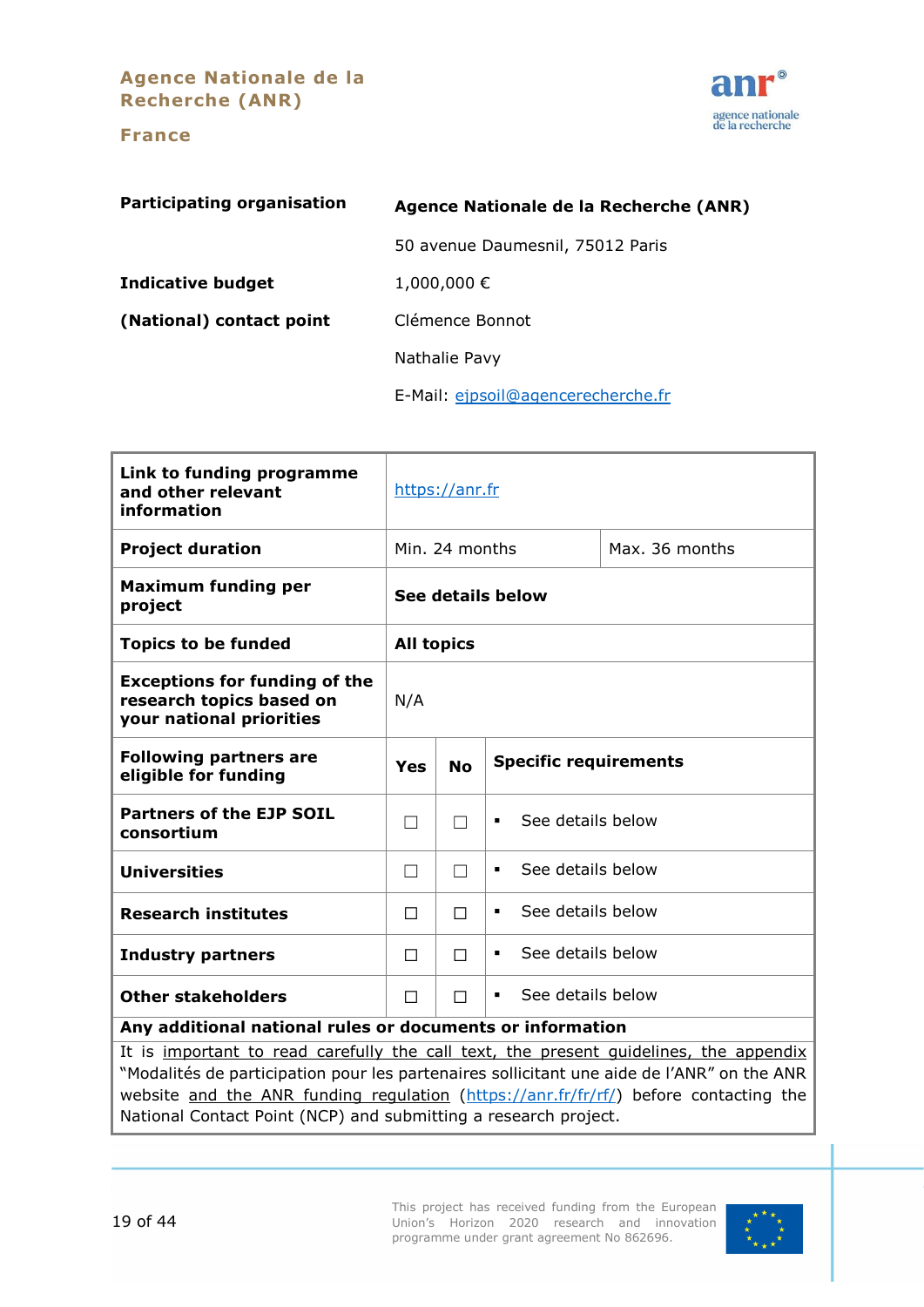## Agence Nationale de la Recherche (ANR)

## France

| | |
|---|---|
| **Participating organisation** | **Agence Nationale de la Recherche (ANR)** |
| | 50 avenue Daumesnil, 75012 Paris |
| **Indicative budget** | 1,000,000 € |
| **(National) contact point** | Clémence Bonnot |
| | Nathalie Pavy |
| | E-Mail: ejpsoil@agencerecherche.fr |

| | | | |
|---|---|---|---|
| **Link to funding programme and other relevant information** | https://anr.fr | | |
| **Project duration** | Min. 24 months | | Max. 36 months |
| **Maximum funding per project** | **See details below** | | |
| **Topics to be funded** | **All topics** | | |
| **Exceptions for funding of the research topics based on your national priorities** | N/A | | |
| **Following partners are eligible for funding** | **Yes** | **No** | **Specific requirements** |
| **Partners of the EJP SOIL consortium** | ☐ | ☐ | ▪ See details below |
| **Universities** | ☐ | ☐ | ▪ See details below |
| **Research institutes** | ☐ | ☐ | ▪ See details below |
| **Industry partners** | ☐ | ☐ | ▪ See details below |
| **Other stakeholders** | ☐ | ☐ | ▪ See details below |
| **Any additional national rules or documents or information** | | | |
| It is important to read carefully the call text, the present guidelines, the appendix “Modalités de participation pour les partenaires sollicitant une aide de l’ANR” on the ANR website and the ANR funding regulation (https://anr.fr/fr/rf/) before contacting the National Contact Point (NCP) and submitting a research project. | | | |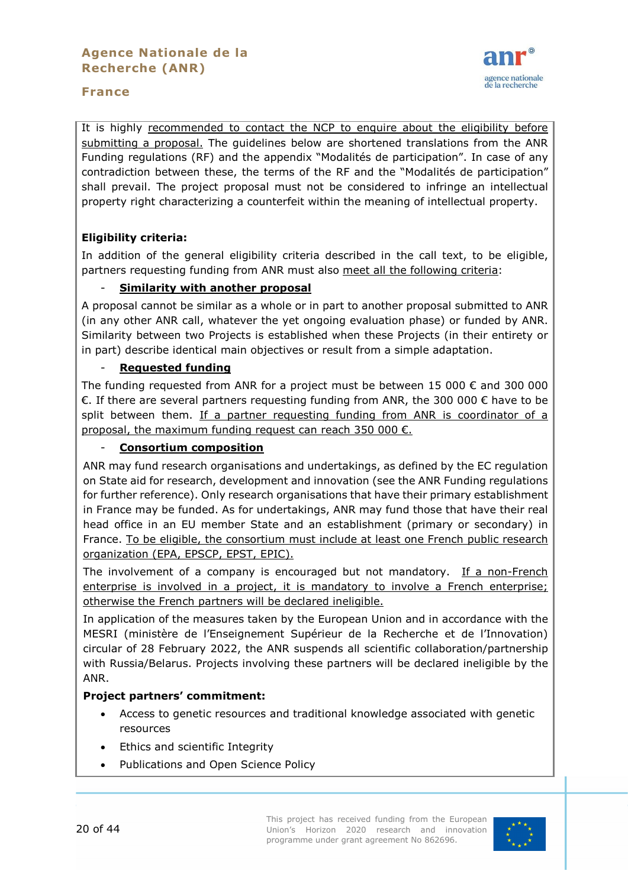It is highly recommended to contact the NCP to enquire about the eligibility before submitting a proposal. The guidelines below are shortened translations from the ANR Funding regulations (RF) and the appendix "Modalités de participation". In case of any contradiction between these, the terms of the RF and the "Modalités de participation" shall prevail. The project proposal must not be considered to infringe an intellectual property right characterizing a counterfeit within the meaning of intellectual property.

**Eligibility criteria:**

In addition of the general eligibility criteria described in the call text, to be eligible, partners requesting funding from ANR must also meet all the following criteria:

- **Similarity with another proposal**

A proposal cannot be similar as a whole or in part to another proposal submitted to ANR (in any other ANR call, whatever the yet ongoing evaluation phase) or funded by ANR. Similarity between two Projects is established when these Projects (in their entirety or in part) describe identical main objectives or result from a simple adaptation.

- **Requested funding**

The funding requested from ANR for a project must be between 15 000 € and 300 000 €. If there are several partners requesting funding from ANR, the 300 000 € have to be split between them. If a partner requesting funding from ANR is coordinator of a proposal, the maximum funding request can reach 350 000 €.

- **Consortium composition**

ANR may fund research organisations and undertakings, as defined by the EC regulation on State aid for research, development and innovation (see the ANR Funding regulations for further reference). Only research organisations that have their primary establishment in France may be funded. As for undertakings, ANR may fund those that have their real head office in an EU member State and an establishment (primary or secondary) in France. To be eligible, the consortium must include at least one French public research organization (EPA, EPSCP, EPST, EPIC).

The involvement of a company is encouraged but not mandatory. If a non-French enterprise is involved in a project, it is mandatory to involve a French enterprise; otherwise the French partners will be declared ineligible.

In application of the measures taken by the European Union and in accordance with the MESRI (ministère de l'Enseignement Supérieur de la Recherche et de l'Innovation) circular of 28 February 2022, the ANR suspends all scientific collaboration/partnership with Russia/Belarus. Projects involving these partners will be declared ineligible by the ANR.

**Project partners' commitment:**

- Access to genetic resources and traditional knowledge associated with genetic resources
- Ethics and scientific Integrity
- Publications and Open Science Policy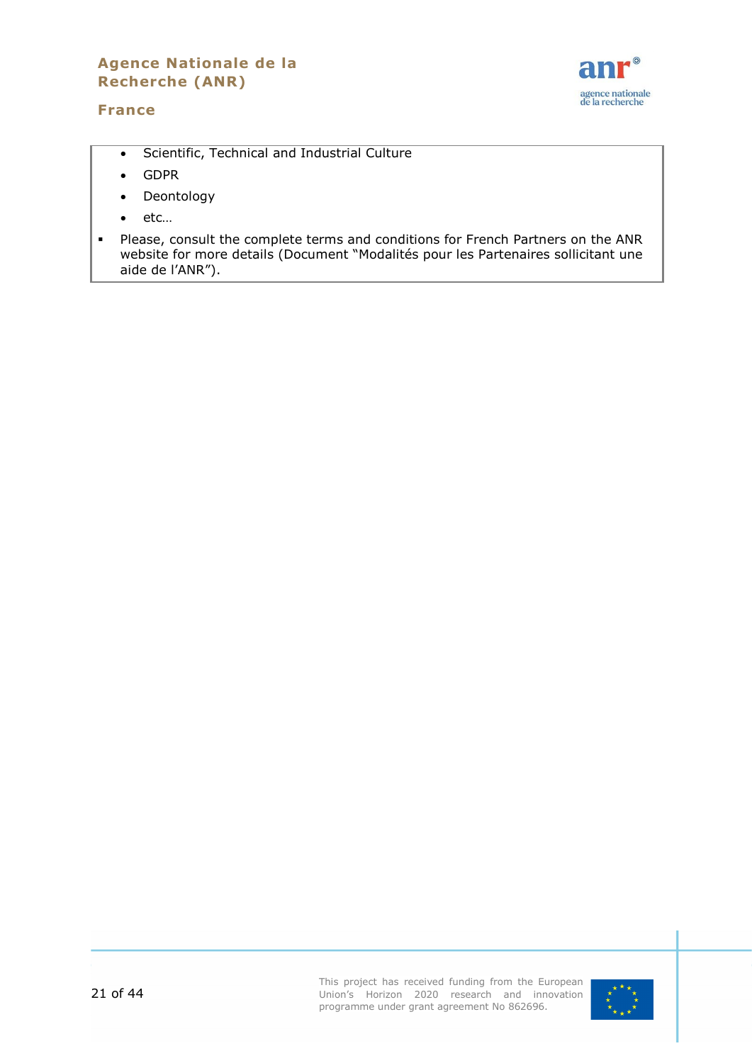- Scientific, Technical and Industrial Culture
- GDPR
- Deontology
- etc…

- Please, consult the complete terms and conditions for French Partners on the ANR website for more details (Document "Modalités pour les Partenaires sollicitant une aide de l'ANR").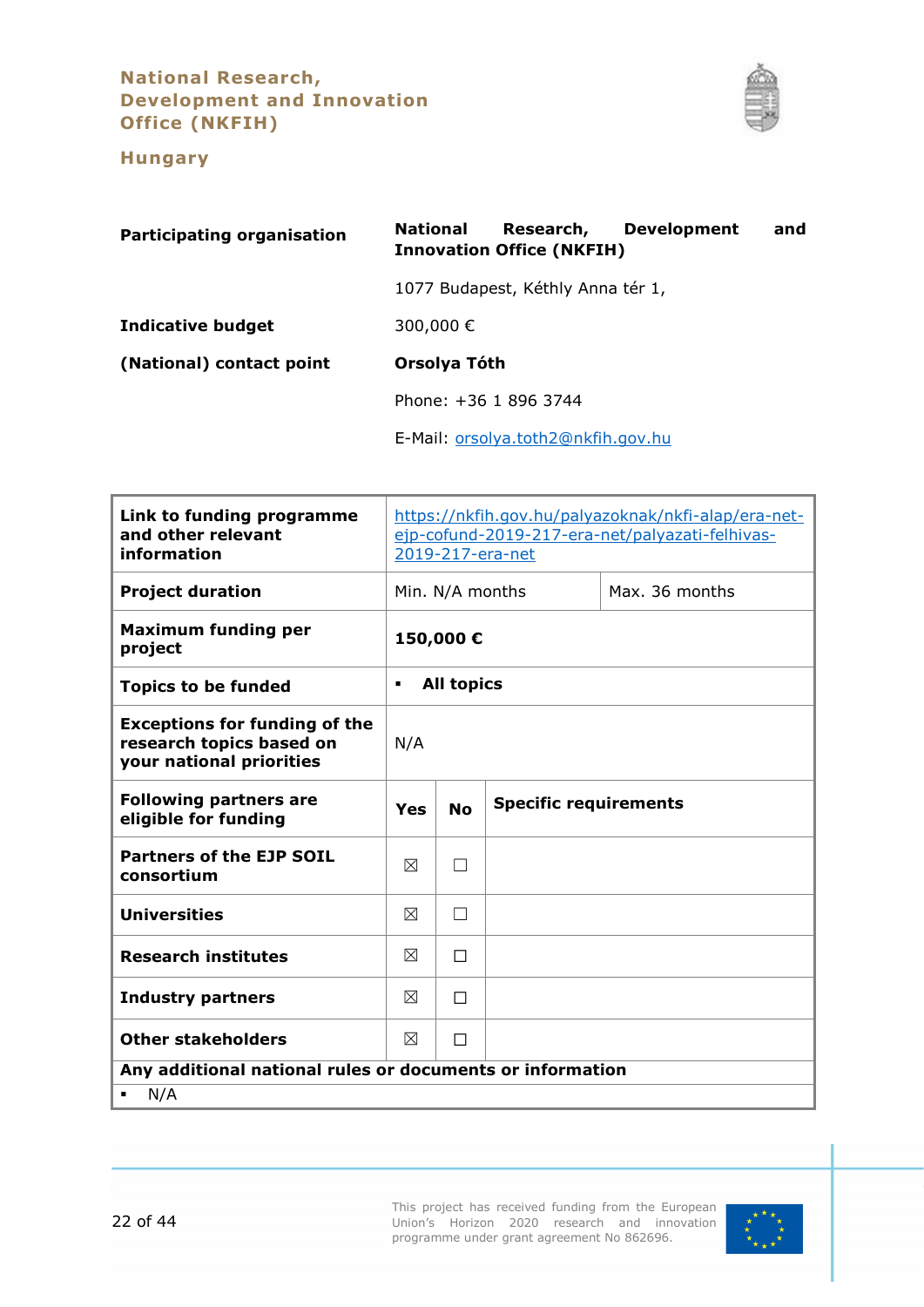## National Research, Development and Innovation Office (NKFIH)

## Hungary

| | |
|---|---|
| **Participating organisation** | **National Research, Development and Innovation Office (NKFIH)** |
| | 1077 Budapest, Kéthly Anna tér 1, |
| **Indicative budget** | 300,000 € |
| **(National) contact point** | **Orsolya Tóth** |
| | Phone: +36 1 896 3744 |
| | E-Mail: orsolya.toth2@nkfih.gov.hu |

| | | | |
|---|---|---|---|
| **Link to funding programme and other relevant information** | https://nkfih.gov.hu/palyazoknak/nkfi-alap/era-net-ejp-cofund-2019-217-era-net/palyazati-felhivas-2019-217-era-net | | |
| **Project duration** | Min. N/A months | | Max. 36 months |
| **Maximum funding per project** | **150,000 €** | | |
| **Topics to be funded** | ▪ **All topics** | | |
| **Exceptions for funding of the research topics based on your national priorities** | N/A | | |
| **Following partners are eligible for funding** | **Yes** | **No** | **Specific requirements** |
| **Partners of the EJP SOIL consortium** | ☒ | ☐ | |
| **Universities** | ☒ | ☐ | |
| **Research institutes** | ☒ | ☐ | |
| **Industry partners** | ☒ | ☐ | |
| **Other stakeholders** | ☒ | ☐ | |
| **Any additional national rules or documents or information** | | | |
| ▪ N/A | | | |

This project has received funding from the European Union's Horizon 2020 research and innovation programme under grant agreement No 862696.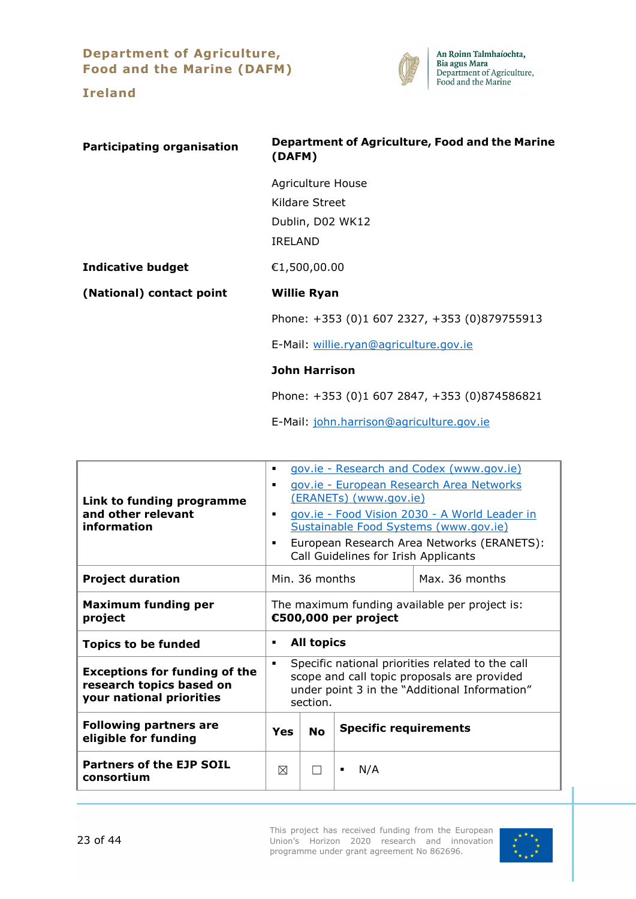## Department of Agriculture, Food and the Marine (DAFM)

## Ireland

| | |
|---|---|
| **Participating organisation** | **Department of Agriculture, Food and the Marine (DAFM)**<br><br>Agriculture House<br>Kildare Street<br>Dublin, D02 WK12<br>IRELAND |
| **Indicative budget** | €1,500,00.00 |
| **(National) contact point** | **Willie Ryan**<br><br>Phone: +353 (0)1 607 2327, +353 (0)879755913<br><br>E-Mail: willie.ryan@agriculture.gov.ie<br><br>**John Harrison**<br><br>Phone: +353 (0)1 607 2847, +353 (0)874586821<br><br>E-Mail: john.harrison@agriculture.gov.ie |

| **Link to funding programme and other relevant information** | ▪ gov.ie - Research and Codex (www.gov.ie)<br>▪ gov.ie - European Research Area Networks (ERANETs) (www.gov.ie)<br>▪ gov.ie - Food Vision 2030 - A World Leader in Sustainable Food Systems (www.gov.ie)<br>▪ European Research Area Networks (ERANETS): Call Guidelines for Irish Applicants | | |
|---|---|---|---|
| **Project duration** | Min. 36 months | | Max. 36 months |
| **Maximum funding per project** | The maximum funding available per project is: **€500,000 per project** | | |
| **Topics to be funded** | ▪ **All topics** | | |
| **Exceptions for funding of the research topics based on your national priorities** | ▪ Specific national priorities related to the call scope and call topic proposals are provided under point 3 in the "Additional Information" section. | | |
| **Following partners are eligible for funding** | **Yes** | **No** | **Specific requirements** |
| **Partners of the EJP SOIL consortium** | ☒ | ☐ | ▪ N/A |

This project has received funding from the European Union's Horizon 2020 research and innovation programme under grant agreement No 862696.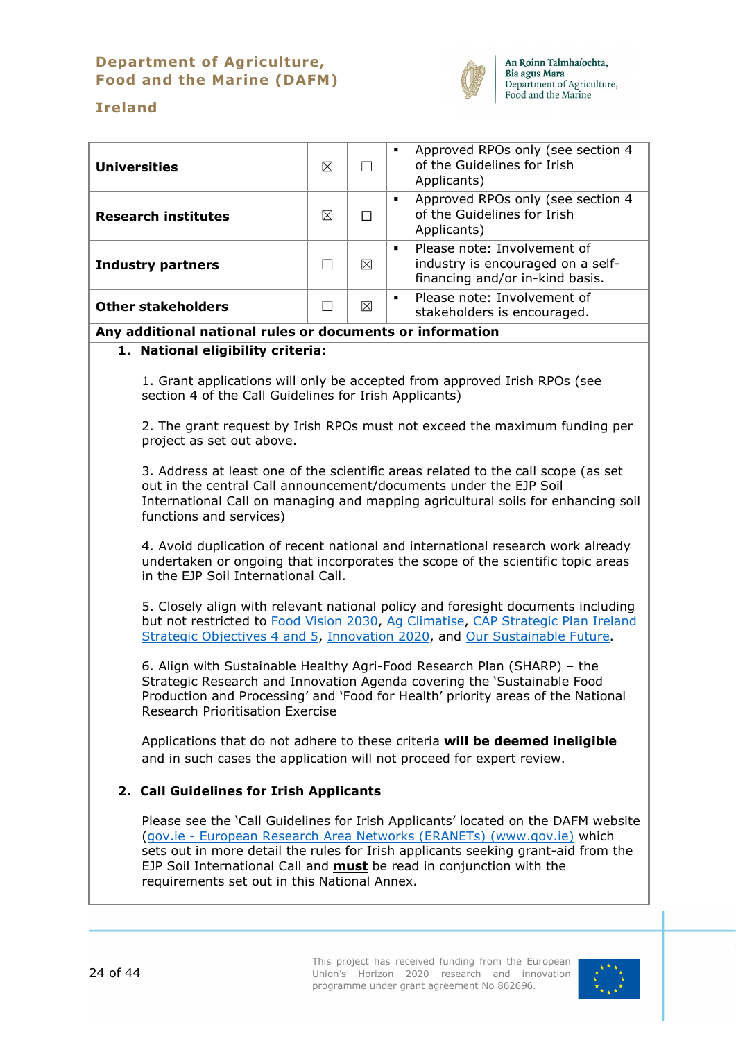| | | | |
|---|---|---|---|
| **Universities** | ☒ | ☐ | ▪ Approved RPOs only (see section 4 of the Guidelines for Irish Applicants) |
| **Research institutes** | ☒ | ☐ | ▪ Approved RPOs only (see section 4 of the Guidelines for Irish Applicants) |
| **Industry partners** | ☐ | ☒ | ▪ Please note: Involvement of industry is encouraged on a self-financing and/or in-kind basis. |
| **Other stakeholders** | ☐ | ☒ | ▪ Please note: Involvement of stakeholders is encouraged. |

**Any additional national rules or documents or information**

1. **National eligibility criteria:**

   1. Grant applications will only be accepted from approved Irish RPOs (see section 4 of the Call Guidelines for Irish Applicants)

   2. The grant request by Irish RPOs must not exceed the maximum funding per project as set out above.

   3. Address at least one of the scientific areas related to the call scope (as set out in the central Call announcement/documents under the EJP Soil International Call on managing and mapping agricultural soils for enhancing soil functions and services)

   4. Avoid duplication of recent national and international research work already undertaken or ongoing that incorporates the scope of the scientific topic areas in the EJP Soil International Call.

   5. Closely align with relevant national policy and foresight documents including but not restricted to Food Vision 2030, Ag Climatise, CAP Strategic Plan Ireland Strategic Objectives 4 and 5, Innovation 2020, and Our Sustainable Future.

   6. Align with Sustainable Healthy Agri-Food Research Plan (SHARP) – the Strategic Research and Innovation Agenda covering the 'Sustainable Food Production and Processing' and 'Food for Health' priority areas of the National Research Prioritisation Exercise

   Applications that do not adhere to these criteria **will be deemed ineligible** and in such cases the application will not proceed for expert review.

2. **Call Guidelines for Irish Applicants**

   Please see the 'Call Guidelines for Irish Applicants' located on the DAFM website (gov.ie - European Research Area Networks (ERANETs) (www.gov.ie) which sets out in more detail the rules for Irish applicants seeking grant-aid from the EJP Soil International Call and **must** be read in conjunction with the requirements set out in this National Annex.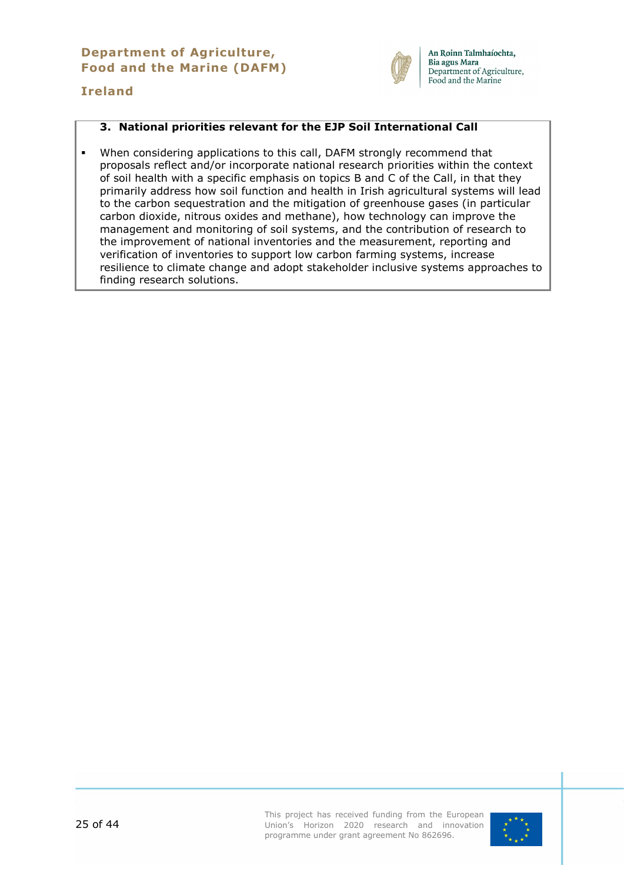**Department of Agriculture, Food and the Marine (DAFM)**

**Ireland**

### 3. National priorities relevant for the EJP Soil International Call

- When considering applications to this call, DAFM strongly recommend that proposals reflect and/or incorporate national research priorities within the context of soil health with a specific emphasis on topics B and C of the Call, in that they primarily address how soil function and health in Irish agricultural systems will lead to the carbon sequestration and the mitigation of greenhouse gases (in particular carbon dioxide, nitrous oxides and methane), how technology can improve the management and monitoring of soil systems, and the contribution of research to the improvement of national inventories and the measurement, reporting and verification of inventories to support low carbon farming systems, increase resilience to climate change and adopt stakeholder inclusive systems approaches to finding research solutions.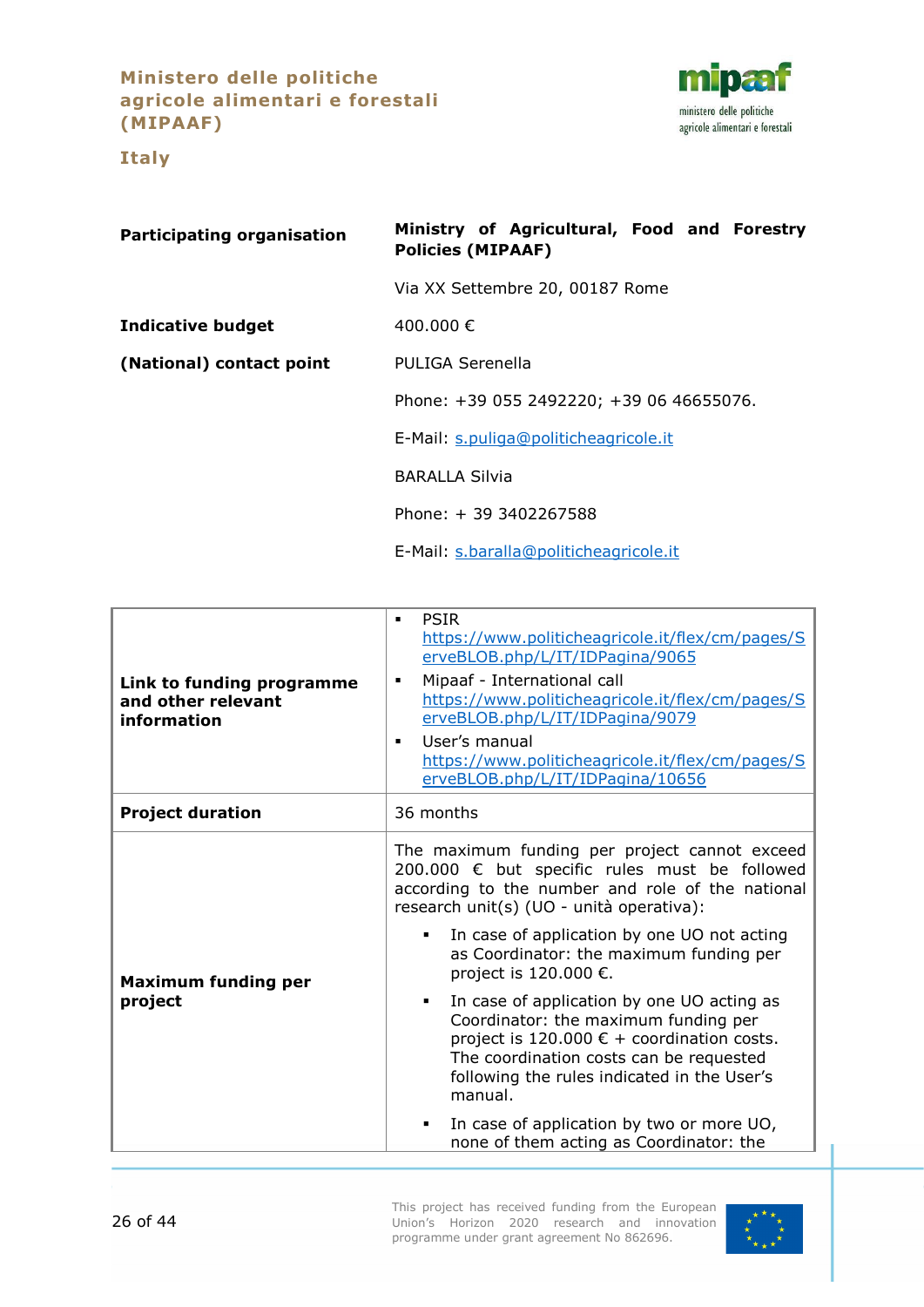# Ministero delle politiche agricole alimentari e forestali (MIPAAF)

## Italy

| | |
|---|---|
| **Participating organisation** | **Ministry of Agricultural, Food and Forestry Policies (MIPAAF)** |
| | Via XX Settembre 20, 00187 Rome |
| **Indicative budget** | 400.000 € |
| **(National) contact point** | PULIGA Serenella |
| | Phone: +39 055 2492220; +39 06 46655076. |
| | E-Mail: s.puliga@politicheagricole.it |
| | BARALLA Silvia |
| | Phone: + 39 3402267588 |
| | E-Mail: s.baralla@politicheagricole.it |

| | |
|---|---|
| **Link to funding programme and other relevant information** | ▪ PSIR https://www.politicheagricole.it/flex/cm/pages/ServeBLOB.php/L/IT/IDPagina/9065<br>▪ Mipaaf - International call https://www.politicheagricole.it/flex/cm/pages/ServeBLOB.php/L/IT/IDPagina/9079<br>▪ User's manual https://www.politicheagricole.it/flex/cm/pages/ServeBLOB.php/L/IT/IDPagina/10656 |
| **Project duration** | 36 months |
| **Maximum funding per project** | The maximum funding per project cannot exceed 200.000 € but specific rules must be followed according to the number and role of the national research unit(s) (UO - unità operativa):<br>▪ In case of application by one UO not acting as Coordinator: the maximum funding per project is 120.000 €.<br>▪ In case of application by one UO acting as Coordinator: the maximum funding per project is 120.000 € + coordination costs. The coordination costs can be requested following the rules indicated in the User's manual.<br>▪ In case of application by two or more UO, none of them acting as Coordinator: the |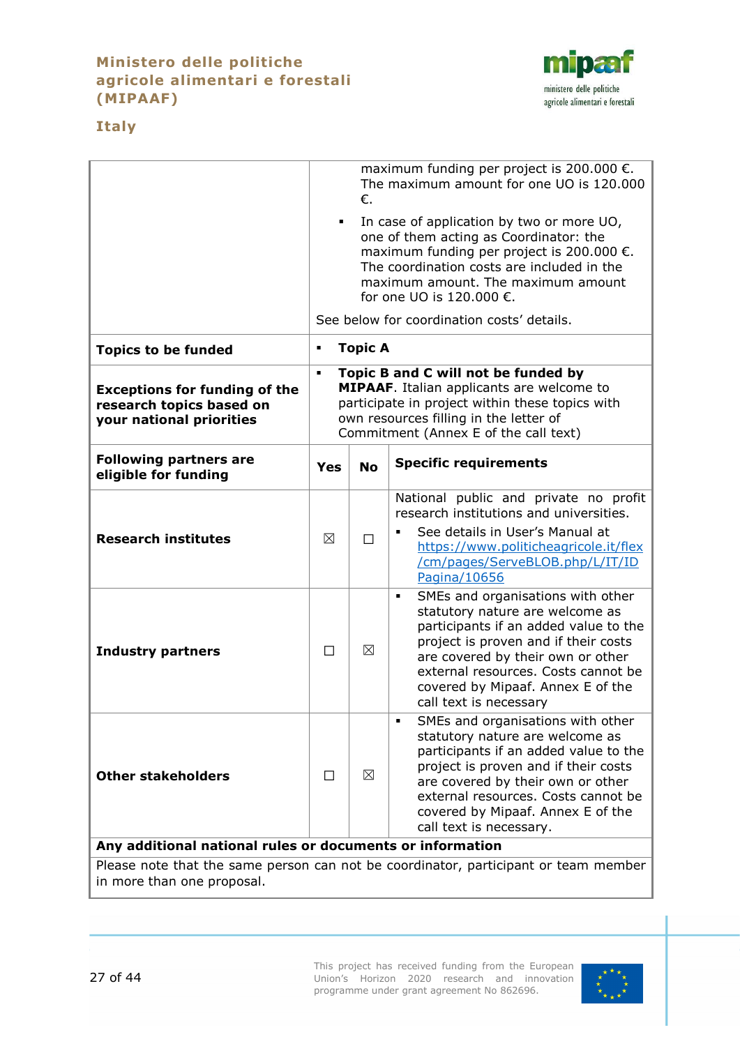| | | | |
|---|---|---|---|
| | maximum funding per project is 200.000 €. The maximum amount for one UO is 120.000 €.<br>▪ In case of application by two or more UO, one of them acting as Coordinator: the maximum funding per project is 200.000 €. The coordination costs are included in the maximum amount. The maximum amount for one UO is 120.000 €.<br>See below for coordination costs' details. | | |
| **Topics to be funded** | ▪ **Topic A** | | |
| **Exceptions for funding of the research topics based on your national priorities** | ▪ **Topic B and C will not be funded by MIPAAF**. Italian applicants are welcome to participate in project within these topics with own resources filling in the letter of Commitment (Annex E of the call text) | | |
| **Following partners are eligible for funding** | **Yes** | **No** | **Specific requirements** |
| **Research institutes** | ☒ | ☐ | National public and private no profit research institutions and universities.<br>▪ See details in User's Manual at https://www.politicheagricole.it/flex/cm/pages/ServeBLOB.php/L/IT/IDPagina/10656 |
| **Industry partners** | ☐ | ☒ | ▪ SMEs and organisations with other statutory nature are welcome as participants if an added value to the project is proven and if their costs are covered by their own or other external resources. Costs cannot be covered by Mipaaf. Annex E of the call text is necessary |
| **Other stakeholders** | ☐ | ☒ | ▪ SMEs and organisations with other statutory nature are welcome as participants if an added value to the project is proven and if their costs are covered by their own or other external resources. Costs cannot be covered by Mipaaf. Annex E of the call text is necessary. |
| **Any additional national rules or documents or information** | | | |
| Please note that the same person can not be coordinator, participant or team member in more than one proposal. | | | |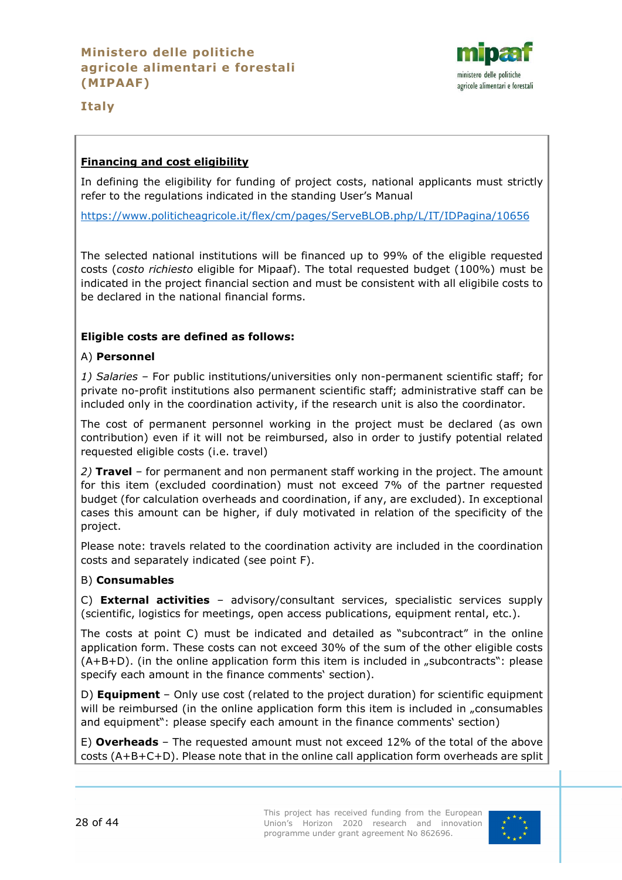**Ministero delle politiche agricole alimentari e forestali (MIPAAF)**

**Italy**

**Financing and cost eligibility**

In defining the eligibility for funding of project costs, national applicants must strictly refer to the regulations indicated in the standing User's Manual

https://www.politicheagricole.it/flex/cm/pages/ServeBLOB.php/L/IT/IDPagina/10656

The selected national institutions will be financed up to 99% of the eligible requested costs (*costo richiesto* eligible for Mipaaf). The total requested budget (100%) must be indicated in the project financial section and must be consistent with all eligibile costs to be declared in the national financial forms.

**Eligible costs are defined as follows:**

A) **Personnel**

*1) Salaries* – For public institutions/universities only non-permanent scientific staff; for private no-profit institutions also permanent scientific staff; administrative staff can be included only in the coordination activity, if the research unit is also the coordinator.

The cost of permanent personnel working in the project must be declared (as own contribution) even if it will not be reimbursed, also in order to justify potential related requested eligible costs (i.e. travel)

*2)* **Travel** – for permanent and non permanent staff working in the project. The amount for this item (excluded coordination) must not exceed 7% of the partner requested budget (for calculation overheads and coordination, if any, are excluded). In exceptional cases this amount can be higher, if duly motivated in relation of the specificity of the project.

Please note: travels related to the coordination activity are included in the coordination costs and separately indicated (see point F).

B) **Consumables**

C) **External activities** – advisory/consultant services, specialistic services supply (scientific, logistics for meetings, open access publications, equipment rental, etc.).

The costs at point C) must be indicated and detailed as "subcontract" in the online application form. These costs can not exceed 30% of the sum of the other eligible costs (A+B+D). (in the online application form this item is included in „subcontracts": please specify each amount in the finance comments' section).

D) **Equipment** – Only use cost (related to the project duration) for scientific equipment will be reimbursed (in the online application form this item is included in „consumables and equipment": please specify each amount in the finance comments' section)

E) **Overheads** – The requested amount must not exceed 12% of the total of the above costs (A+B+C+D). Please note that in the online call application form overheads are split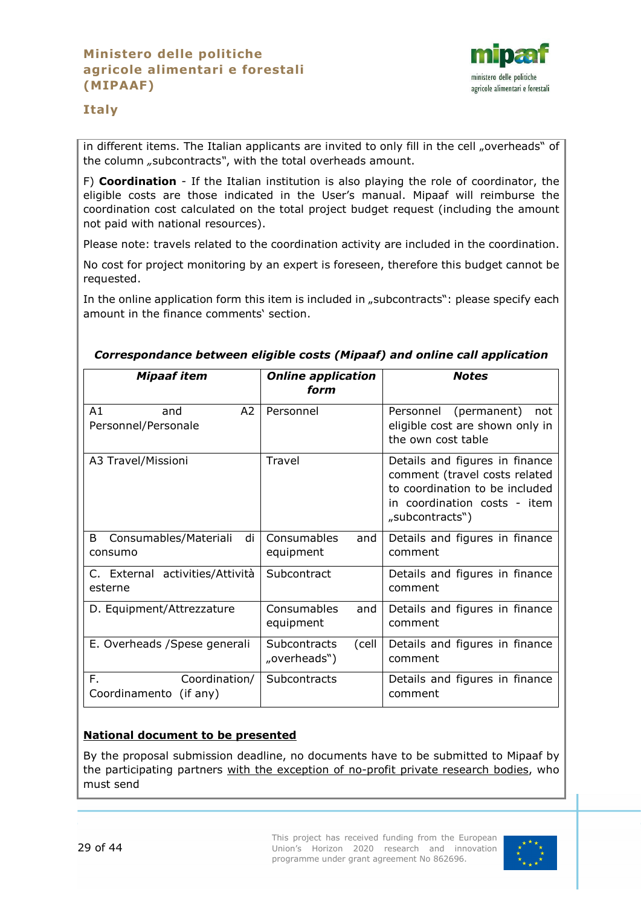in different items. The Italian applicants are invited to only fill in the cell „overheads" of the column „subcontracts", with the total overheads amount.

F) **Coordination** - If the Italian institution is also playing the role of coordinator, the eligible costs are those indicated in the User's manual. Mipaaf will reimburse the coordination cost calculated on the total project budget request (including the amount not paid with national resources).

Please note: travels related to the coordination activity are included in the coordination.

No cost for project monitoring by an expert is foreseen, therefore this budget cannot be requested.

In the online application form this item is included in „subcontracts": please specify each amount in the finance comments' section.

***Correspondance between eligible costs (Mipaaf) and online call application***

| ***Mipaaf item*** | ***Online application form*** | ***Notes*** |
|---|---|---|
| A1 and A2 Personnel/Personale | Personnel | Personnel (permanent) not eligible cost are shown only in the own cost table |
| A3 Travel/Missioni | Travel | Details and figures in finance comment (travel costs related to coordination to be included in coordination costs - item „subcontracts") |
| B Consumables/Materiali di consumo | Consumables and equipment | Details and figures in finance comment |
| C. External activities/Attività esterne | Subcontract | Details and figures in finance comment |
| D. Equipment/Attrezzature | Consumables and equipment | Details and figures in finance comment |
| E. Overheads /Spese generali | Subcontracts (cell „overheads") | Details and figures in finance comment |
| F. Coordination/ Coordinamento (if any) | Subcontracts | Details and figures in finance comment |

**National document to be presented**

By the proposal submission deadline, no documents have to be submitted to Mipaaf by the participating partners with the exception of no-profit private research bodies, who must send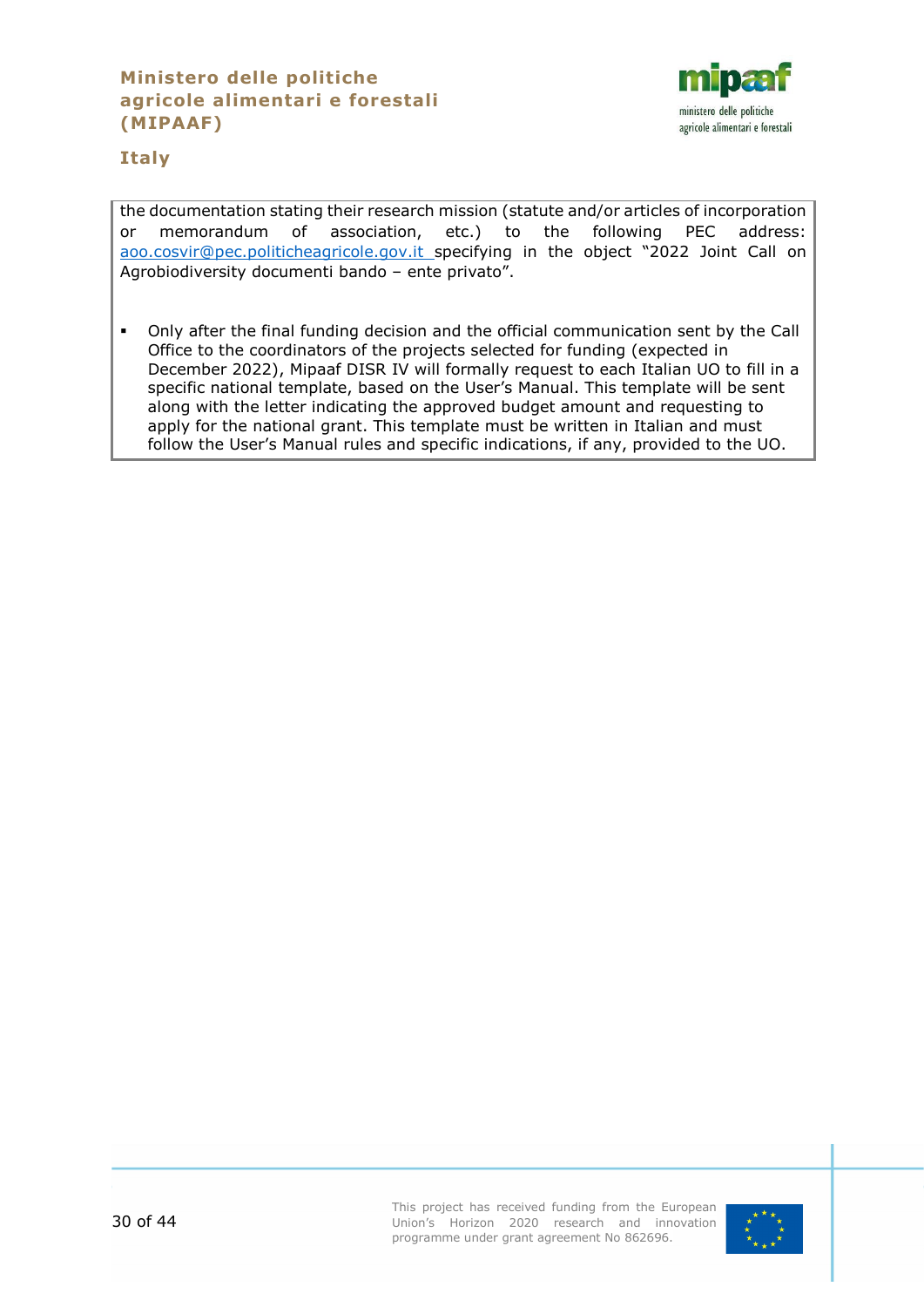the documentation stating their research mission (statute and/or articles of incorporation or memorandum of association, etc.) to the following PEC address: aoo.cosvir@pec.politicheagricole.gov.it specifying in the object "2022 Joint Call on Agrobiodiversity documenti bando – ente privato".

- Only after the final funding decision and the official communication sent by the Call Office to the coordinators of the projects selected for funding (expected in December 2022), Mipaaf DISR IV will formally request to each Italian UO to fill in a specific national template, based on the User's Manual. This template will be sent along with the letter indicating the approved budget amount and requesting to apply for the national grant. This template must be written in Italian and must follow the User's Manual rules and specific indications, if any, provided to the UO.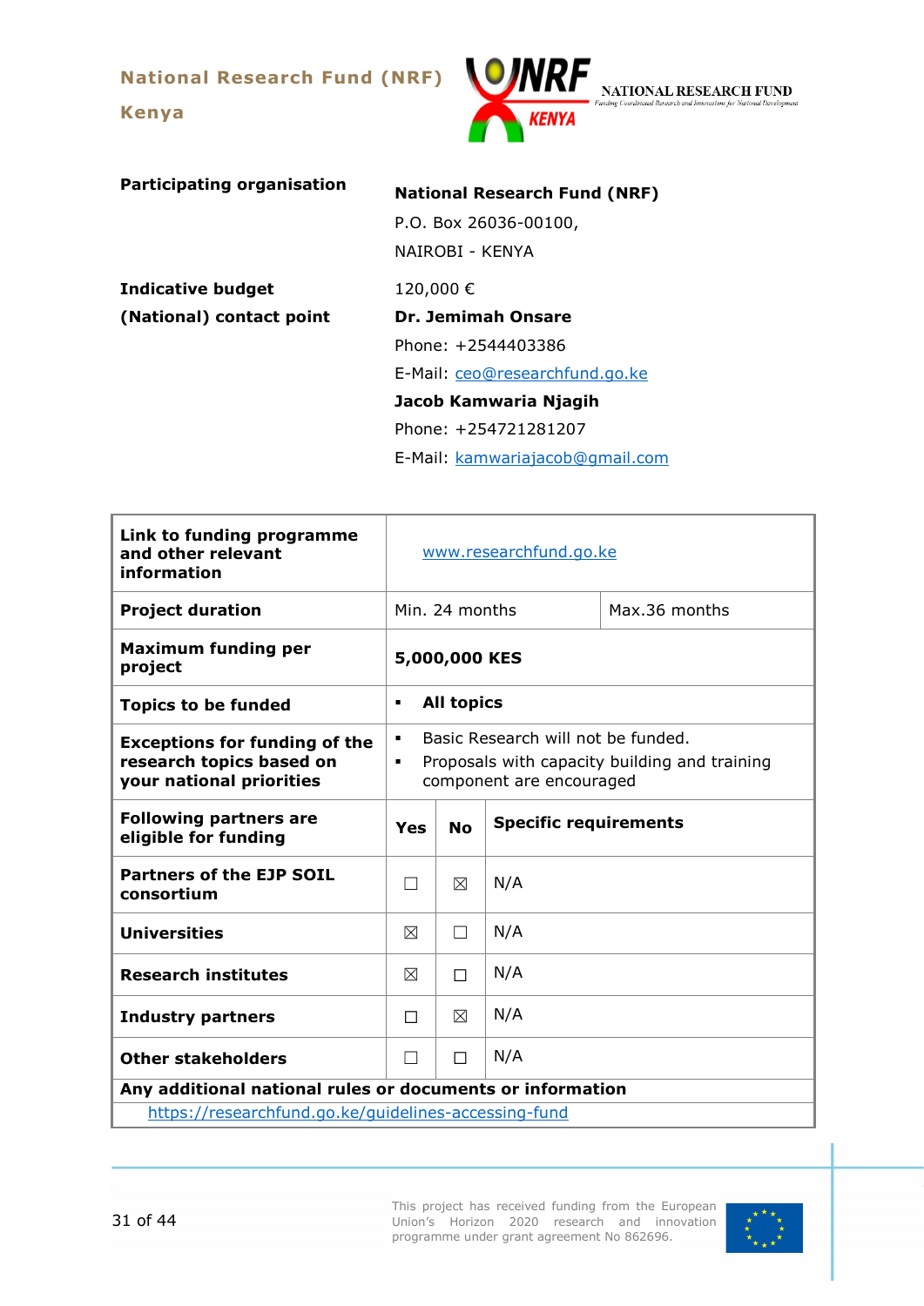## National Research Fund (NRF) Kenya

NATIONAL RESEARCH FUND

| | |
|---|---|
| **Participating organisation** | **National Research Fund (NRF)**<br>P.O. Box 26036-00100,<br>NAIROBI - KENYA |
| **Indicative budget** | 120,000 € |
| **(National) contact point** | **Dr. Jemimah Onsare**<br>Phone: +2544403386<br>E-Mail: ceo@researchfund.go.ke<br>**Jacob Kamwaria Njagih**<br>Phone: +254721281207<br>E-Mail: kamwariajacob@gmail.com |

| **Link to funding programme and other relevant information** | www.researchfund.go.ke | | |
|---|---|---|---|
| **Project duration** | Min. 24 months | | Max.36 months |
| **Maximum funding per project** | **5,000,000 KES** | | |
| **Topics to be funded** | ▪ **All topics** | | |
| **Exceptions for funding of the research topics based on your national priorities** | ▪ Basic Research will not be funded.<br>▪ Proposals with capacity building and training component are encouraged | | |
| **Following partners are eligible for funding** | **Yes** | **No** | **Specific requirements** |
| **Partners of the EJP SOIL consortium** | ☐ | ☒ | N/A |
| **Universities** | ☒ | ☐ | N/A |
| **Research institutes** | ☒ | ☐ | N/A |
| **Industry partners** | ☐ | ☒ | N/A |
| **Other stakeholders** | ☐ | ☐ | N/A |
| **Any additional national rules or documents or information** | | | |
| https://researchfund.go.ke/guidelines-accessing-fund | | | |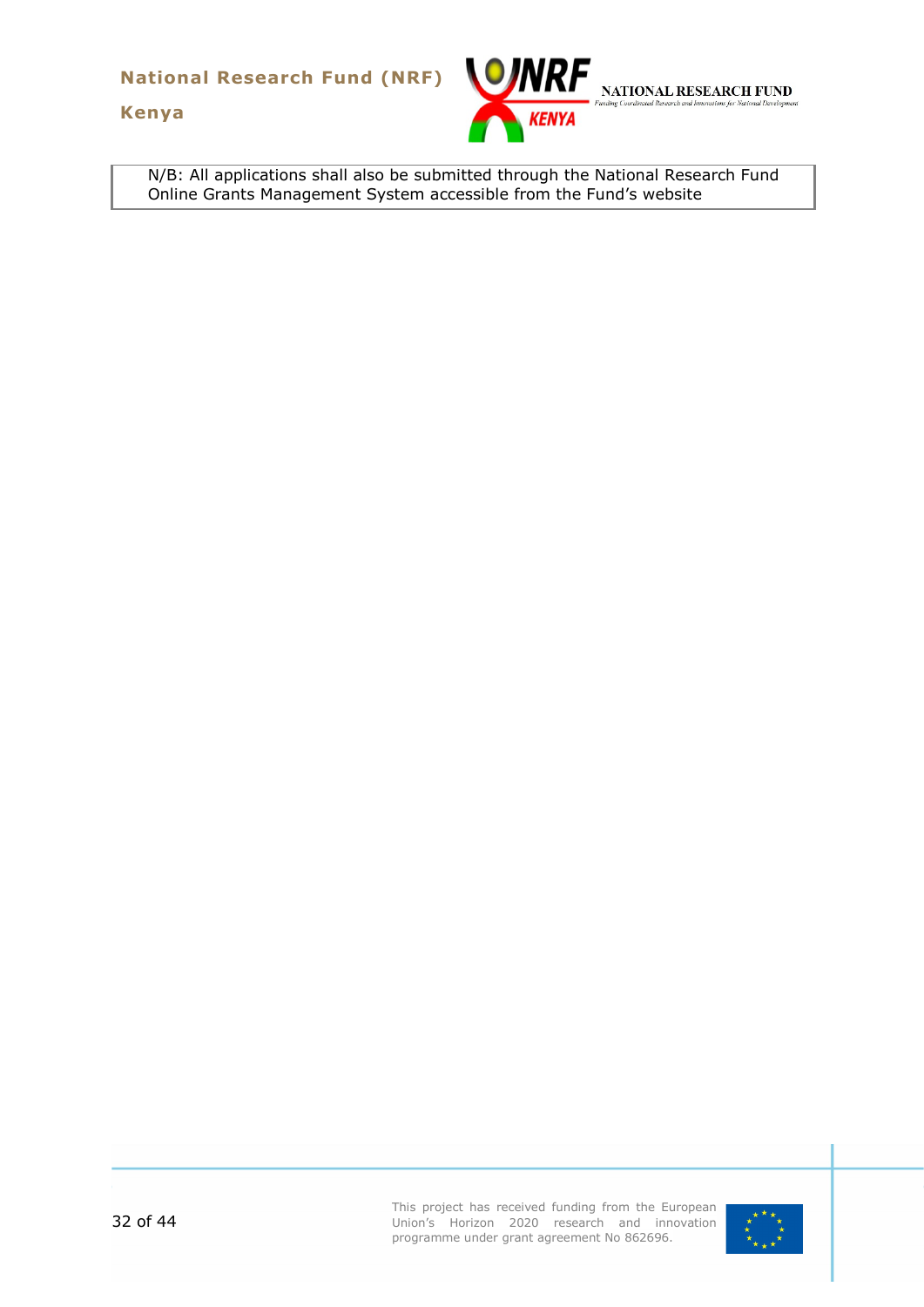| N/B: All applications shall also be submitted through the National Research Fund Online Grants Management System accessible from the Fund's website |
| --- |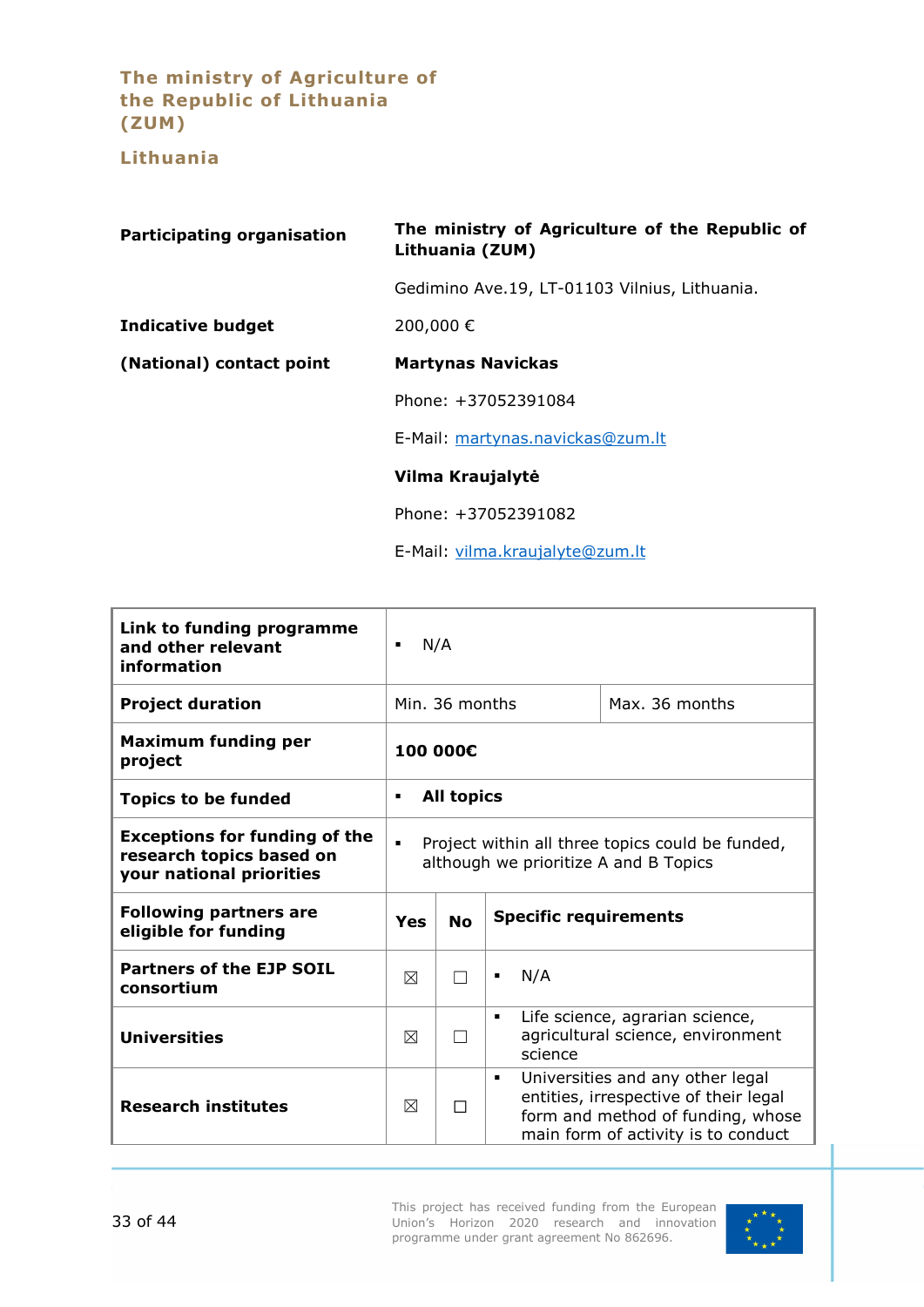## The ministry of Agriculture of the Republic of Lithuania (ZUM)

## Lithuania

| | |
|---|---|
| **Participating organisation** | **The ministry of Agriculture of the Republic of Lithuania (ZUM)**<br><br>Gedimino Ave.19, LT-01103 Vilnius, Lithuania. |
| **Indicative budget** | 200,000 € |
| **(National) contact point** | **Martynas Navickas**<br><br>Phone: +37052391084<br><br>E-Mail: martynas.navickas@zum.lt<br><br>**Vilma Kraujalytė**<br><br>Phone: +37052391082<br><br>E-Mail: vilma.kraujalyte@zum.lt |

| **Link to funding programme and other relevant information** | ▪ N/A | | |
|---|---|---|---|
| **Project duration** | Min. 36 months | | Max. 36 months |
| **Maximum funding per project** | **100 000€** | | |
| **Topics to be funded** | ▪ **All topics** | | |
| **Exceptions for funding of the research topics based on your national priorities** | ▪ Project within all three topics could be funded, although we prioritize A and B Topics | | |
| **Following partners are eligible for funding** | **Yes** | **No** | **Specific requirements** |
| **Partners of the EJP SOIL consortium** | ☒ | ☐ | ▪ N/A |
| **Universities** | ☒ | ☐ | ▪ Life science, agrarian science, agricultural science, environment science |
| **Research institutes** | ☒ | ☐ | ▪ Universities and any other legal entities, irrespective of their legal form and method of funding, whose main form of activity is to conduct |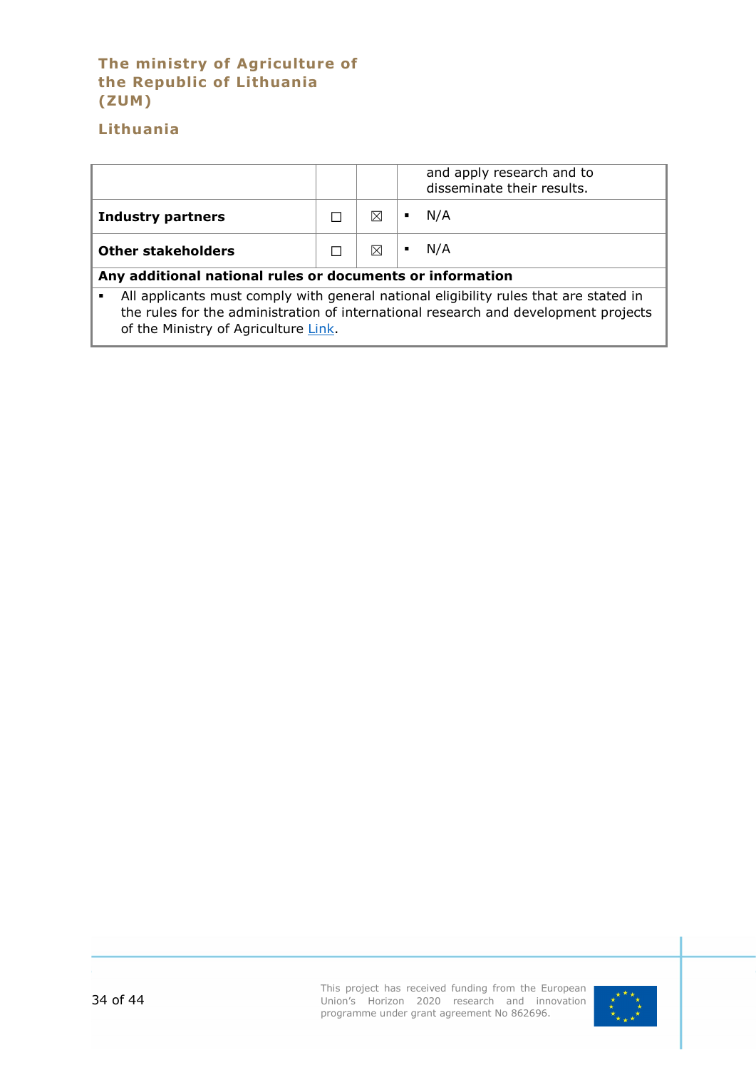**The ministry of Agriculture of the Republic of Lithuania (ZUM)**

**Lithuania**

| | | | |
|---|---|---|---|
| | | | and apply research and to disseminate their results. |
| **Industry partners** | ☐ | ☒ | ▪ N/A |
| **Other stakeholders** | ☐ | ☒ | ▪ N/A |
| **Any additional national rules or documents or information** | | | |
| ▪ All applicants must comply with general national eligibility rules that are stated in the rules for the administration of international research and development projects of the Ministry of Agriculture Link. | | | |

This project has received funding from the European Union's Horizon 2020 research and innovation programme under grant agreement No 862696.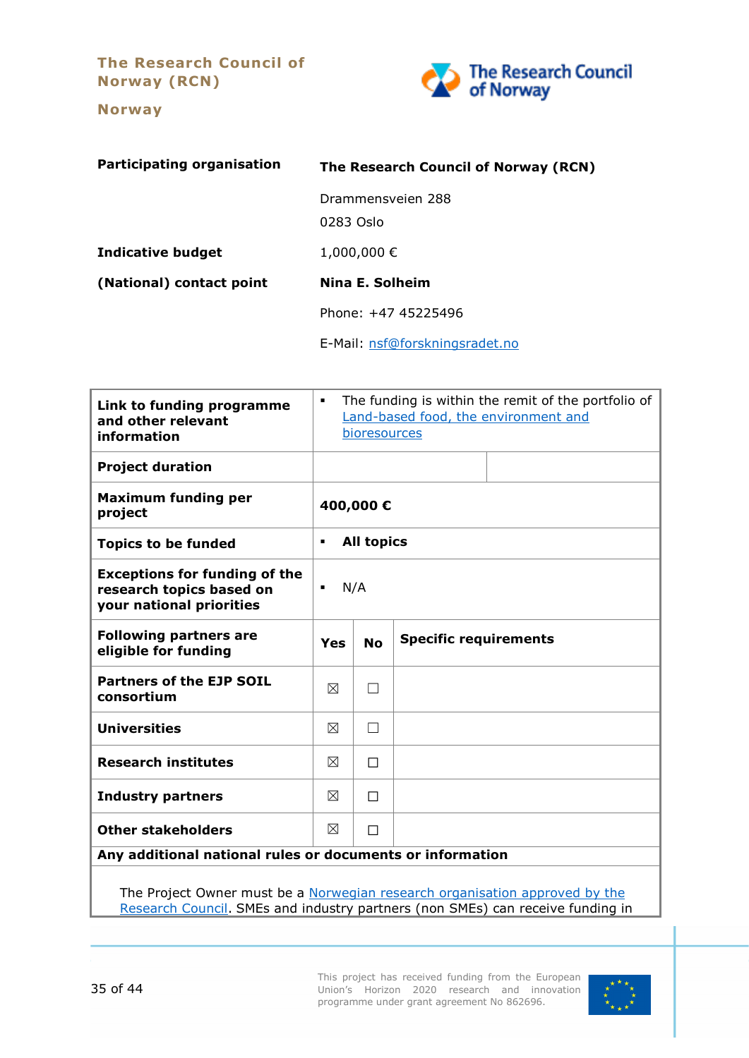**The Research Council of Norway (RCN)**

**Norway**

| | |
|---|---|
| **Participating organisation** | **The Research Council of Norway (RCN)** |
| | Drammensveien 288 |
| | 0283 Oslo |
| **Indicative budget** | 1,000,000 € |
| **(National) contact point** | **Nina E. Solheim** |
| | Phone: +47 45225496 |
| | E-Mail: nsf@forskningsradet.no |

| **Link to funding programme and other relevant information** | ▪ The funding is within the remit of the portfolio of Land-based food, the environment and bioresources | | |
|---|---|---|---|
| **Project duration** | | | |
| **Maximum funding per project** | **400,000 €** | | |
| **Topics to be funded** | ▪ **All topics** | | |
| **Exceptions for funding of the research topics based on your national priorities** | ▪ N/A | | |
| **Following partners are eligible for funding** | **Yes** | **No** | **Specific requirements** |
| **Partners of the EJP SOIL consortium** | ☒ | ☐ | |
| **Universities** | ☒ | ☐ | |
| **Research institutes** | ☒ | ☐ | |
| **Industry partners** | ☒ | ☐ | |
| **Other stakeholders** | ☒ | ☐ | |
| **Any additional national rules or documents or information** | | | |

The Project Owner must be a Norwegian research organisation approved by the Research Council. SMEs and industry partners (non SMEs) can receive funding in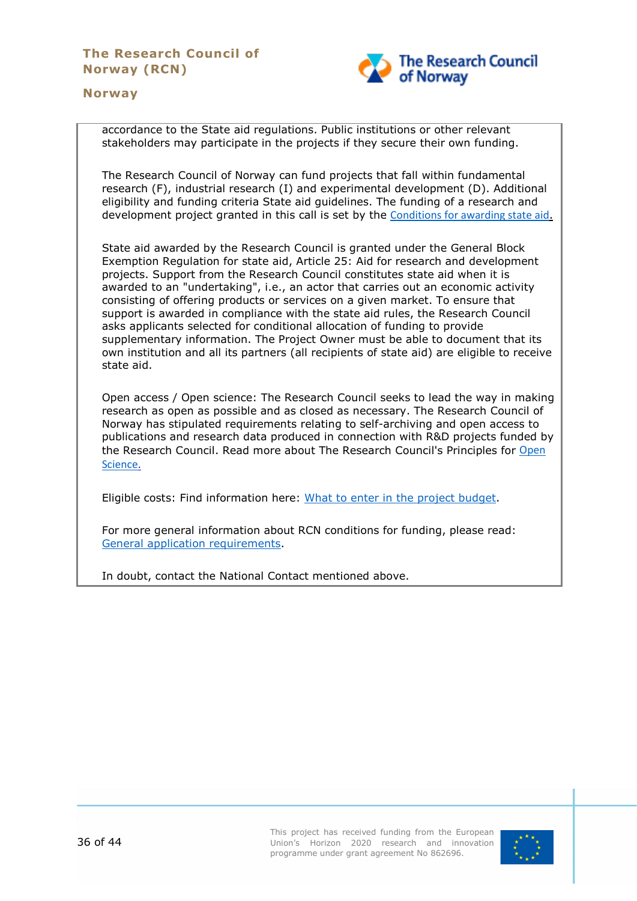accordance to the State aid regulations. Public institutions or other relevant stakeholders may participate in the projects if they secure their own funding.

The Research Council of Norway can fund projects that fall within fundamental research (F), industrial research (I) and experimental development (D). Additional eligibility and funding criteria State aid guidelines. The funding of a research and development project granted in this call is set by the Conditions for awarding state aid.

State aid awarded by the Research Council is granted under the General Block Exemption Regulation for state aid, Article 25: Aid for research and development projects. Support from the Research Council constitutes state aid when it is awarded to an "undertaking", i.e., an actor that carries out an economic activity consisting of offering products or services on a given market. To ensure that support is awarded in compliance with the state aid rules, the Research Council asks applicants selected for conditional allocation of funding to provide supplementary information. The Project Owner must be able to document that its own institution and all its partners (all recipients of state aid) are eligible to receive state aid.

Open access / Open science: The Research Council seeks to lead the way in making research as open as possible and as closed as necessary. The Research Council of Norway has stipulated requirements relating to self-archiving and open access to publications and research data produced in connection with R&D projects funded by the Research Council. Read more about The Research Council's Principles for Open Science.

Eligible costs: Find information here: What to enter in the project budget.

For more general information about RCN conditions for funding, please read: General application requirements.

In doubt, contact the National Contact mentioned above.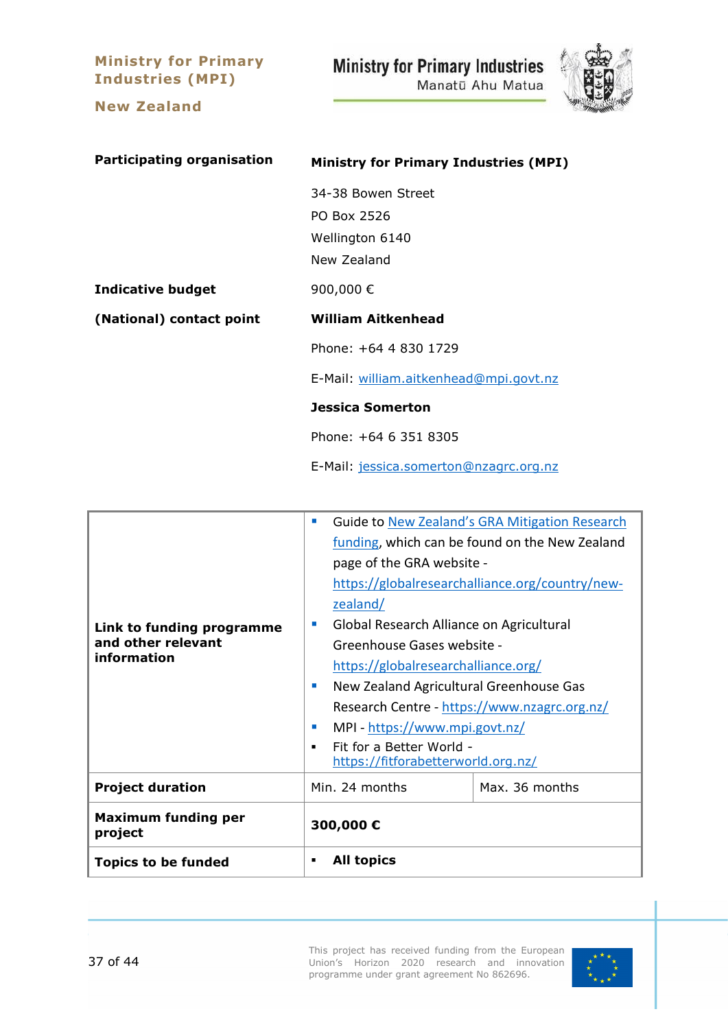## Ministry for Primary Industries (MPI)

## New Zealand

Ministry for Primary Industries
Manatū Ahu Matua

| | |
|---|---|
| **Participating organisation** | **Ministry for Primary Industries (MPI)**<br>34-38 Bowen Street<br>PO Box 2526<br>Wellington 6140<br>New Zealand |
| **Indicative budget** | 900,000 € |
| **(National) contact point** | **William Aitkenhead**<br>Phone: +64 4 830 1729<br>E-Mail: william.aitkenhead@mpi.govt.nz<br>**Jessica Somerton**<br>Phone: +64 6 351 8305<br>E-Mail: jessica.somerton@nzagrc.org.nz |

| | | |
|---|---|---|
| **Link to funding programme and other relevant information** | ▪ Guide to New Zealand's GRA Mitigation Research funding, which can be found on the New Zealand page of the GRA website - https://globalresearchalliance.org/country/new-zealand/<br>▪ Global Research Alliance on Agricultural Greenhouse Gases website - https://globalresearchalliance.org/<br>▪ New Zealand Agricultural Greenhouse Gas Research Centre - https://www.nzagrc.org.nz/<br>▪ MPI - https://www.mpi.govt.nz/<br>▪ Fit for a Better World - https://fitforabetterworld.org.nz/ | |
| **Project duration** | Min. 24 months | Max. 36 months |
| **Maximum funding per project** | **300,000 €** | |
| **Topics to be funded** | ▪ **All topics** | |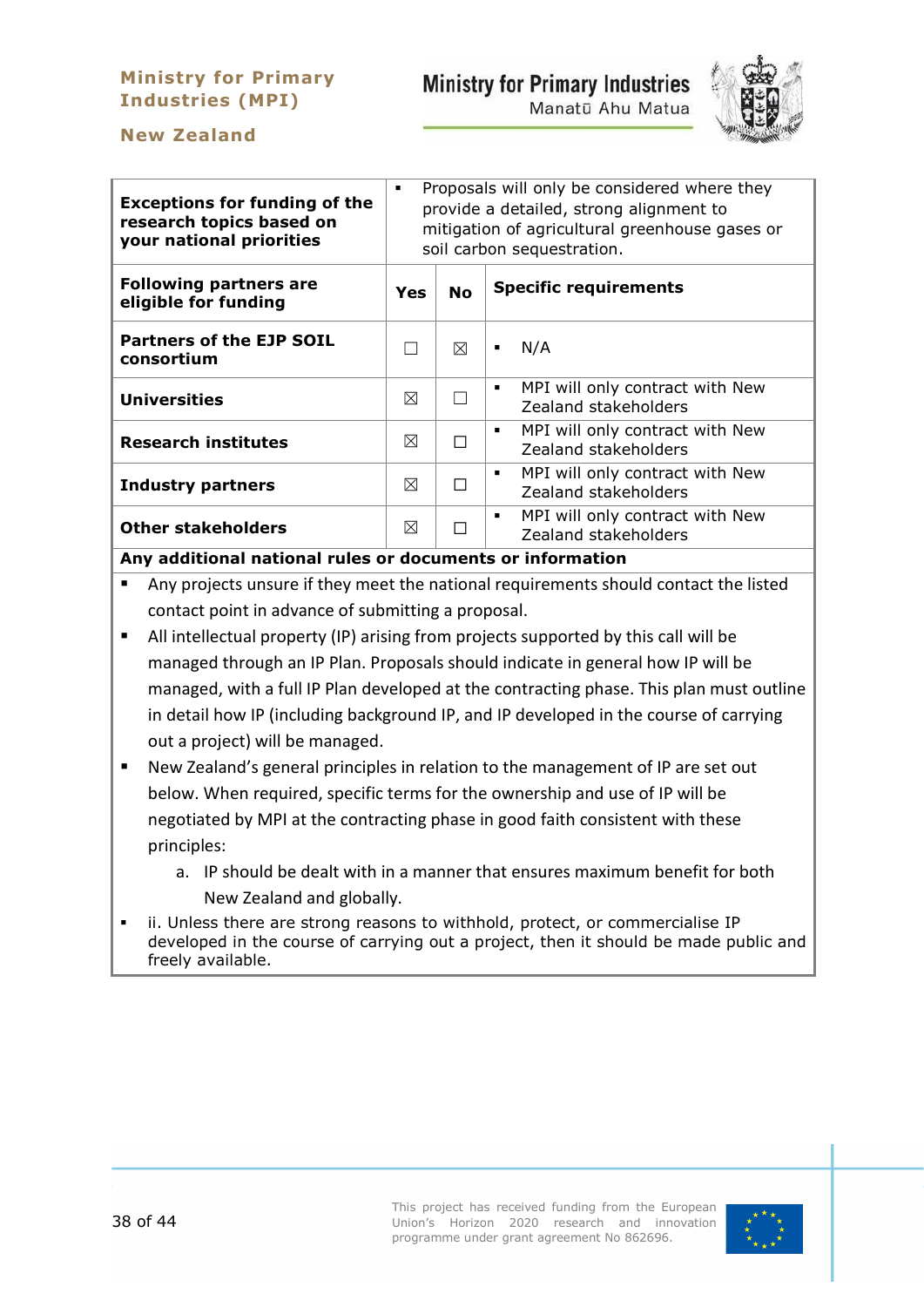| **Exceptions for funding of the research topics based on your national priorities** | ▪ Proposals will only be considered where they provide a detailed, strong alignment to mitigation of agricultural greenhouse gases or soil carbon sequestration. | | |
|---|---|---|---|
| **Following partners are eligible for funding** | **Yes** | **No** | **Specific requirements** |
| **Partners of the EJP SOIL consortium** | ☐ | ☒ | ▪ N/A |
| **Universities** | ☒ | ☐ | ▪ MPI will only contract with New Zealand stakeholders |
| **Research institutes** | ☒ | ☐ | ▪ MPI will only contract with New Zealand stakeholders |
| **Industry partners** | ☒ | ☐ | ▪ MPI will only contract with New Zealand stakeholders |
| **Other stakeholders** | ☒ | ☐ | ▪ MPI will only contract with New Zealand stakeholders |

**Any additional national rules or documents or information**

- Any projects unsure if they meet the national requirements should contact the listed contact point in advance of submitting a proposal.
- All intellectual property (IP) arising from projects supported by this call will be managed through an IP Plan. Proposals should indicate in general how IP will be managed, with a full IP Plan developed at the contracting phase. This plan must outline in detail how IP (including background IP, and IP developed in the course of carrying out a project) will be managed.
- New Zealand's general principles in relation to the management of IP are set out below. When required, specific terms for the ownership and use of IP will be negotiated by MPI at the contracting phase in good faith consistent with these principles:
    a. IP should be dealt with in a manner that ensures maximum benefit for both New Zealand and globally.
- ii. Unless there are strong reasons to withhold, protect, or commercialise IP developed in the course of carrying out a project, then it should be made public and freely available.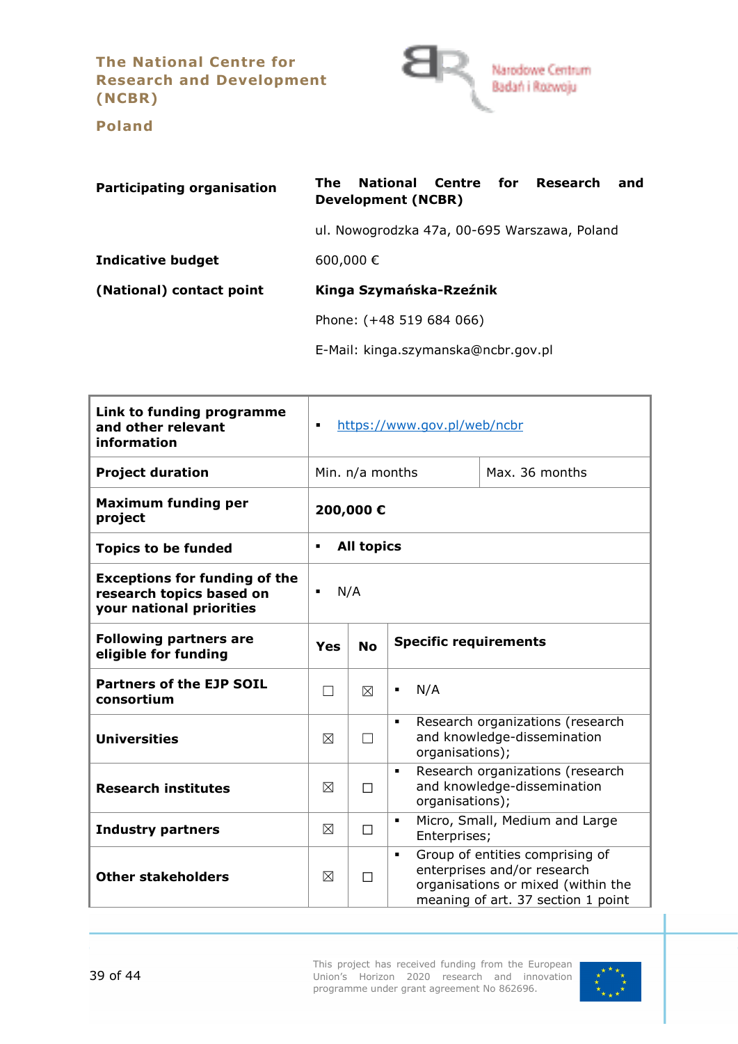## The National Centre for Research and Development (NCBR)

## Poland

| | |
|---|---|
| **Participating organisation** | **The National Centre for Research and Development (NCBR)** |
| | ul. Nowogrodzka 47a, 00-695 Warszawa, Poland |
| **Indicative budget** | 600,000 € |
| **(National) contact point** | **Kinga Szymańska-Rzeźnik** |
| | Phone: (+48 519 684 066) |
| | E-Mail: kinga.szymanska@ncbr.gov.pl |

| | | | |
|---|---|---|---|
| **Link to funding programme and other relevant information** | ▪ https://www.gov.pl/web/ncbr | | |
| **Project duration** | Min. n/a months | | Max. 36 months |
| **Maximum funding per project** | **200,000 €** | | |
| **Topics to be funded** | ▪ **All topics** | | |
| **Exceptions for funding of the research topics based on your national priorities** | ▪ N/A | | |
| **Following partners are eligible for funding** | **Yes** | **No** | **Specific requirements** |
| **Partners of the EJP SOIL consortium** | ☐ | ☒ | ▪ N/A |
| **Universities** | ☒ | ☐ | ▪ Research organizations (research and knowledge-dissemination organisations); |
| **Research institutes** | ☒ | ☐ | ▪ Research organizations (research and knowledge-dissemination organisations); |
| **Industry partners** | ☒ | ☐ | ▪ Micro, Small, Medium and Large Enterprises; |
| **Other stakeholders** | ☒ | ☐ | ▪ Group of entities comprising of enterprises and/or research organisations or mixed (within the meaning of art. 37 section 1 point |

This project has received funding from the European Union's Horizon 2020 research and innovation programme under grant agreement No 862696.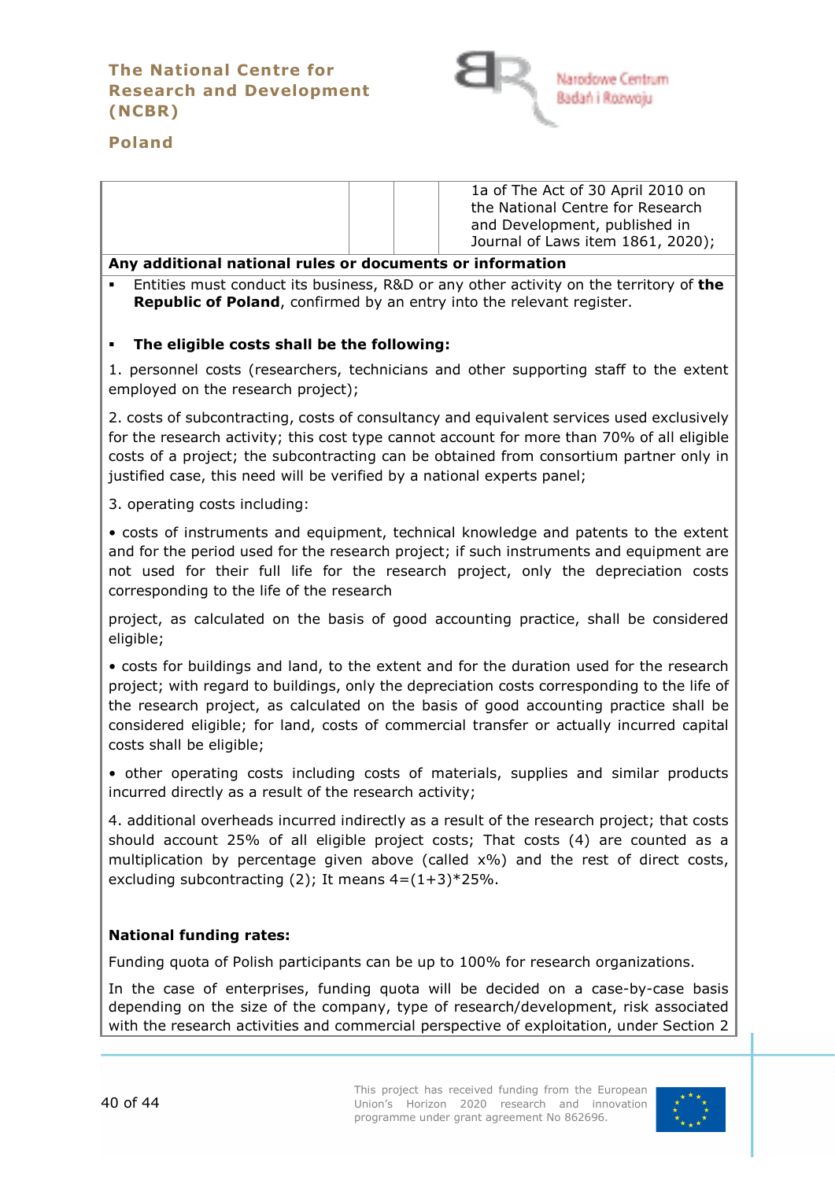| | | | 1a of The Act of 30 April 2010 on the National Centre for Research and Development, published in Journal of Laws item 1861, 2020); |
|---|---|---|---|

**Any additional national rules or documents or information**

- Entities must conduct its business, R&D or any other activity on the territory of **the Republic of Poland**, confirmed by an entry into the relevant register.

- **The eligible costs shall be the following:**

1. personnel costs (researchers, technicians and other supporting staff to the extent employed on the research project);

2. costs of subcontracting, costs of consultancy and equivalent services used exclusively for the research activity; this cost type cannot account for more than 70% of all eligible costs of a project; the subcontracting can be obtained from consortium partner only in justified case, this need will be verified by a national experts panel;

3. operating costs including:

• costs of instruments and equipment, technical knowledge and patents to the extent and for the period used for the research project; if such instruments and equipment are not used for their full life for the research project, only the depreciation costs corresponding to the life of the research

project, as calculated on the basis of good accounting practice, shall be considered eligible;

• costs for buildings and land, to the extent and for the duration used for the research project; with regard to buildings, only the depreciation costs corresponding to the life of the research project, as calculated on the basis of good accounting practice shall be considered eligible; for land, costs of commercial transfer or actually incurred capital costs shall be eligible;

• other operating costs including costs of materials, supplies and similar products incurred directly as a result of the research activity;

4. additional overheads incurred indirectly as a result of the research project; that costs should account 25% of all eligible project costs; That costs (4) are counted as a multiplication by percentage given above (called x%) and the rest of direct costs, excluding subcontracting (2); It means 4=(1+3)*25%.

**National funding rates:**

Funding quota of Polish participants can be up to 100% for research organizations.

In the case of enterprises, funding quota will be decided on a case-by-case basis depending on the size of the company, type of research/development, risk associated with the research activities and commercial perspective of exploitation, under Section 2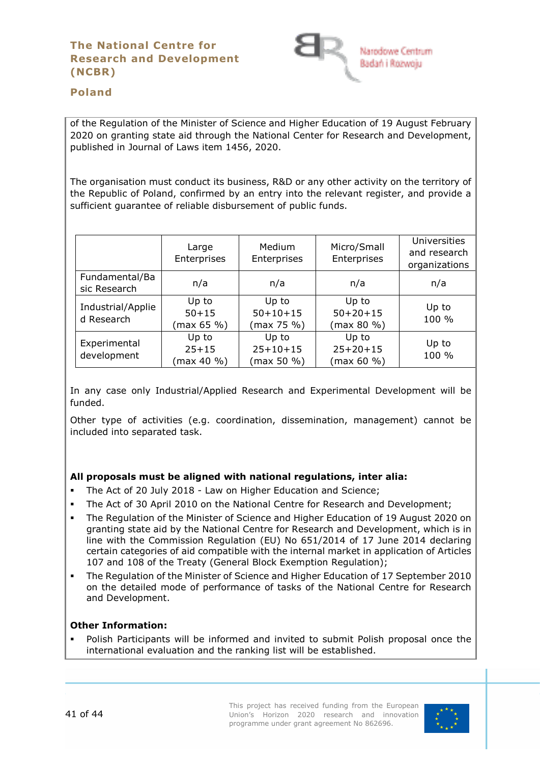of the Regulation of the Minister of Science and Higher Education of 19 August February 2020 on granting state aid through the National Center for Research and Development, published in Journal of Laws item 1456, 2020.

The organisation must conduct its business, R&D or any other activity on the territory of the Republic of Poland, confirmed by an entry into the relevant register, and provide a sufficient guarantee of reliable disbursement of public funds.

| | Large Enterprises | Medium Enterprises | Micro/Small Enterprises | Universities and research organizations |
|---|---|---|---|---|
| Fundamental/Basic Research | n/a | n/a | n/a | n/a |
| Industrial/Applied Research | Up to 50+15 (max 65 %) | Up to 50+10+15 (max 75 %) | Up to 50+20+15 (max 80 %) | Up to 100 % |
| Experimental development | Up to 25+15 (max 40 %) | Up to 25+10+15 (max 50 %) | Up to 25+20+15 (max 60 %) | Up to 100 % |

In any case only Industrial/Applied Research and Experimental Development will be funded.

Other type of activities (e.g. coordination, dissemination, management) cannot be included into separated task.

**All proposals must be aligned with national regulations, inter alia:**

- The Act of 20 July 2018 - Law on Higher Education and Science;
- The Act of 30 April 2010 on the National Centre for Research and Development;
- The Regulation of the Minister of Science and Higher Education of 19 August 2020 on granting state aid by the National Centre for Research and Development, which is in line with the Commission Regulation (EU) No 651/2014 of 17 June 2014 declaring certain categories of aid compatible with the internal market in application of Articles 107 and 108 of the Treaty (General Block Exemption Regulation);
- The Regulation of the Minister of Science and Higher Education of 17 September 2010 on the detailed mode of performance of tasks of the National Centre for Research and Development.

**Other Information:**

- Polish Participants will be informed and invited to submit Polish proposal once the international evaluation and the ranking list will be established.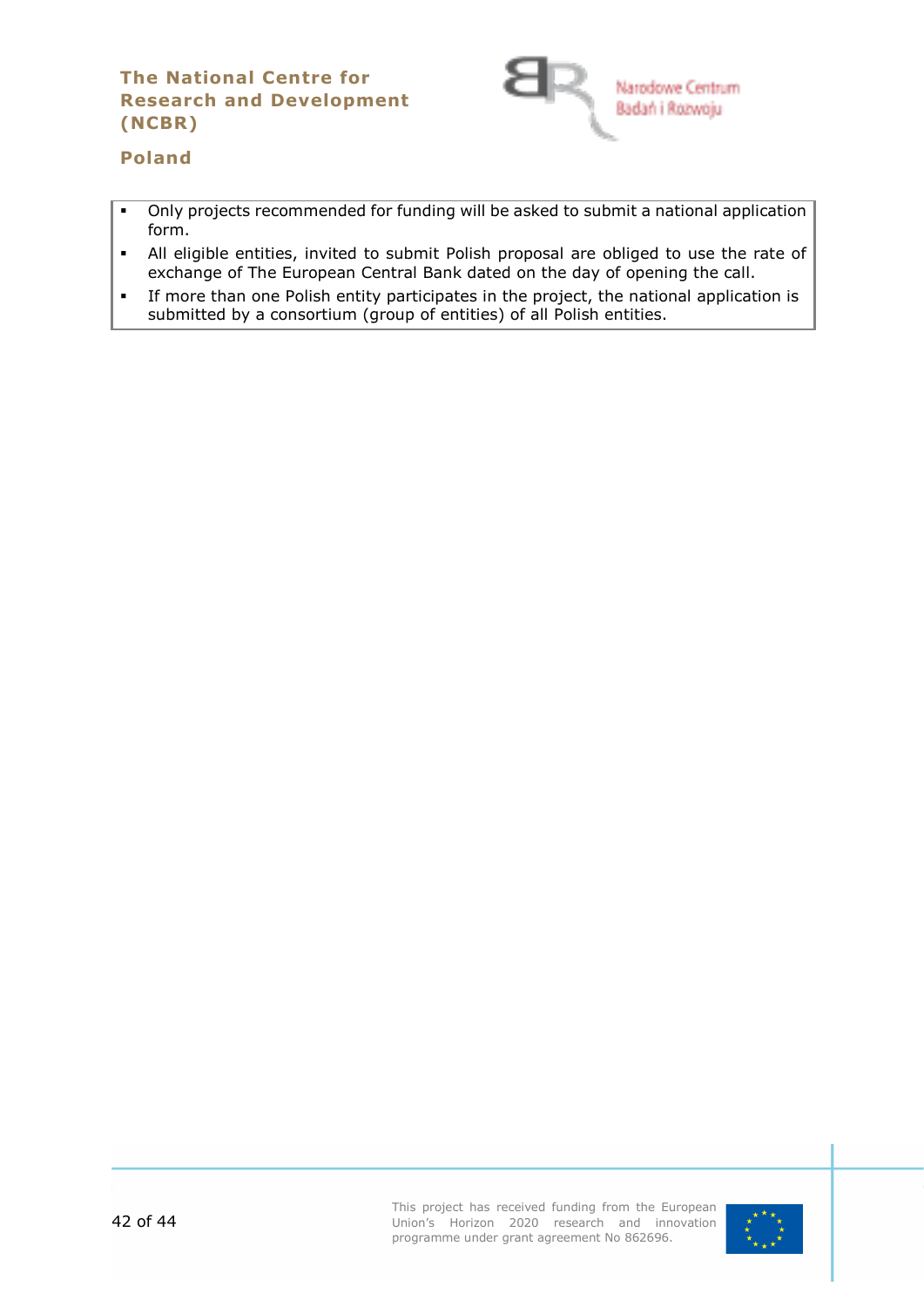- Only projects recommended for funding will be asked to submit a national application form.
- All eligible entities, invited to submit Polish proposal are obliged to use the rate of exchange of The European Central Bank dated on the day of opening the call.
- If more than one Polish entity participates in the project, the national application is submitted by a consortium (group of entities) of all Polish entities.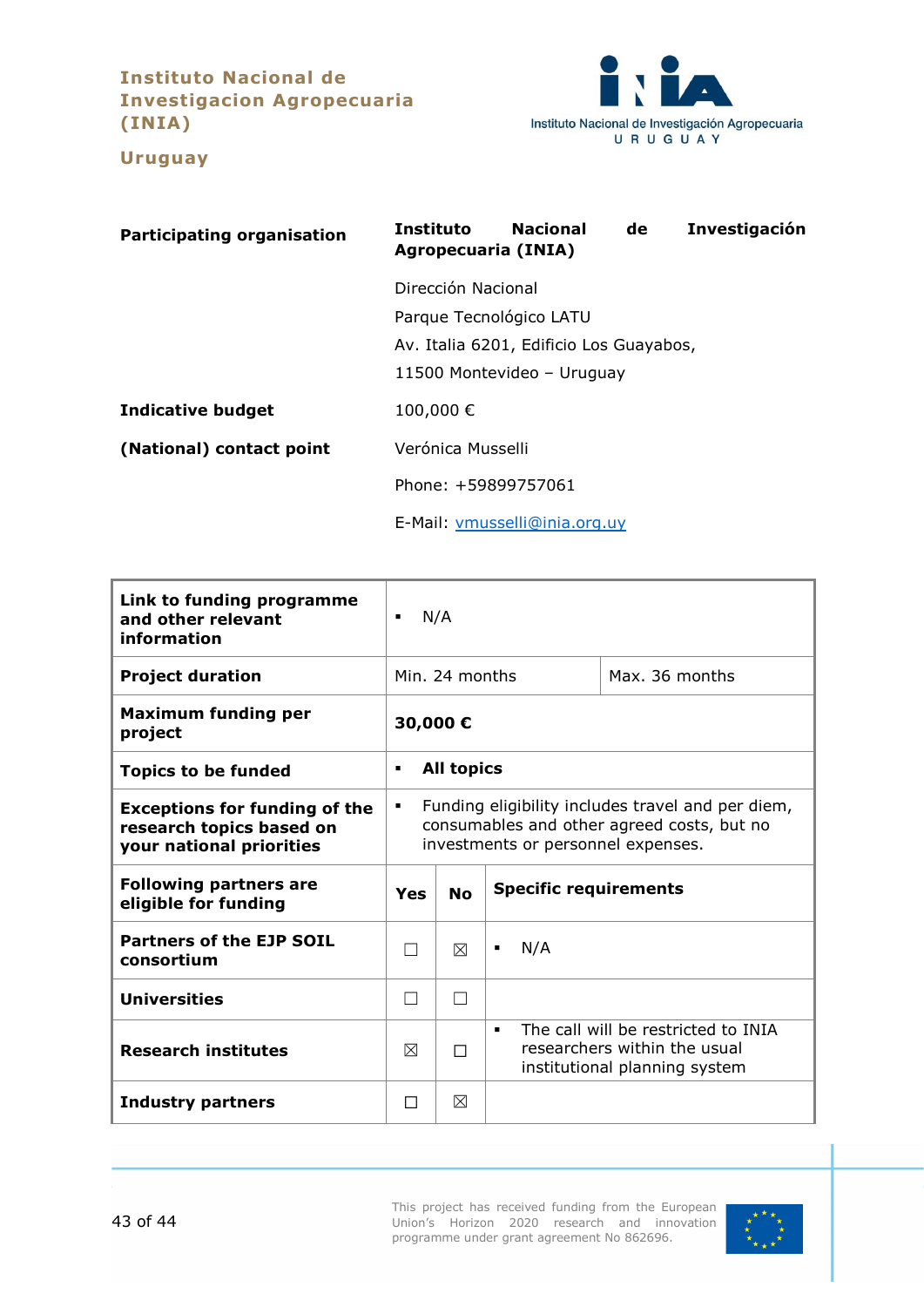**Instituto Nacional de Investigacion Agropecuaria (INIA)**

**Uruguay**

| **Participating organisation** | **Instituto Nacional de Investigación Agropecuaria (INIA)**<br>Dirección Nacional<br>Parque Tecnológico LATU<br>Av. Italia 6201, Edificio Los Guayabos,<br>11500 Montevideo – Uruguay |
|---|---|
| **Indicative budget** | 100,000 € |
| **(National) contact point** | Verónica Musselli<br>Phone: +59899757061<br>E-Mail: vmusselli@inia.org.uy |

| **Link to funding programme and other relevant information** | ▪ N/A | | |
|---|---|---|---|
| **Project duration** | Min. 24 months | | Max. 36 months |
| **Maximum funding per project** | **30,000 €** | | |
| **Topics to be funded** | ▪ **All topics** | | |
| **Exceptions for funding of the research topics based on your national priorities** | ▪ Funding eligibility includes travel and per diem, consumables and other agreed costs, but no investments or personnel expenses. | | |
| **Following partners are eligible for funding** | **Yes** | **No** | **Specific requirements** |
| **Partners of the EJP SOIL consortium** | ☐ | ☒ | ▪ N/A |
| **Universities** | ☐ | ☐ | |
| **Research institutes** | ☒ | ☐ | ▪ The call will be restricted to INIA researchers within the usual institutional planning system |
| **Industry partners** | ☐ | ☒ | |

This project has received funding from the European Union's Horizon 2020 research and innovation programme under grant agreement No 862696.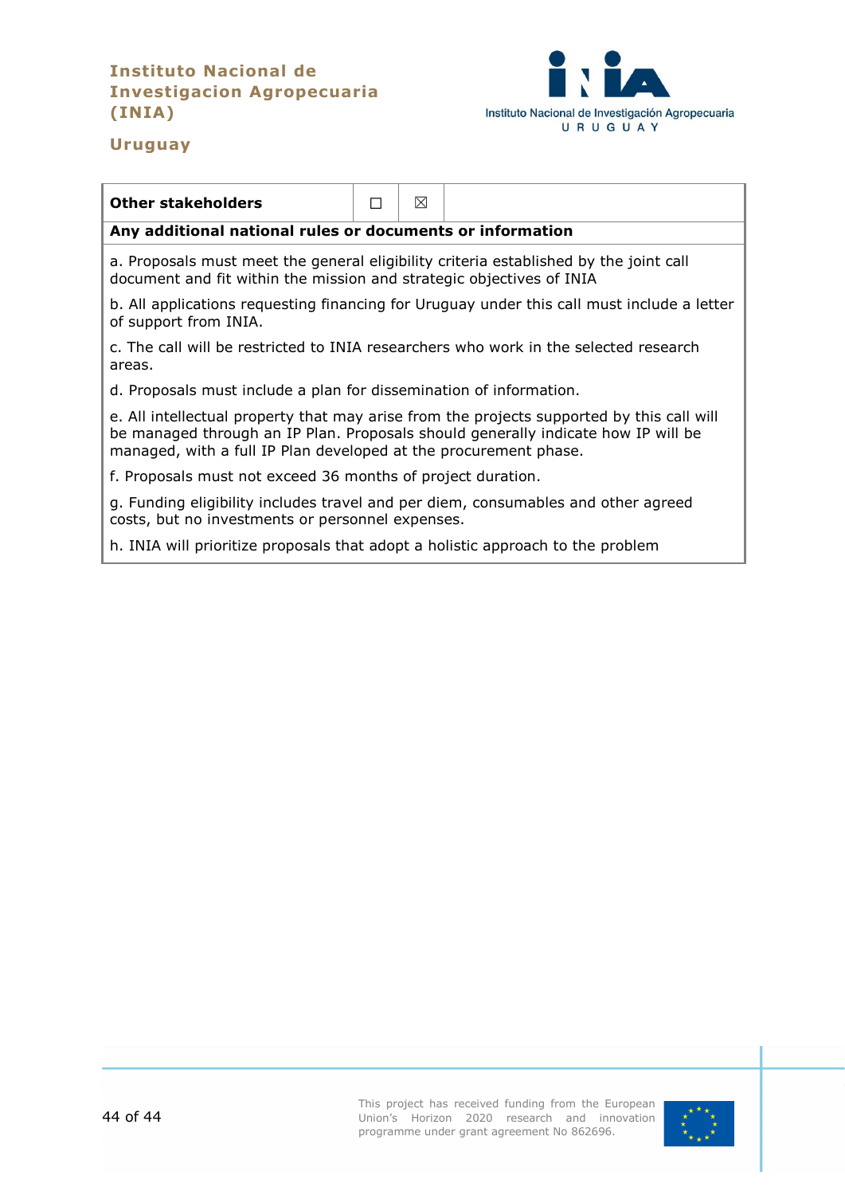**Instituto Nacional de Investigacion Agropecuaria (INIA)**

**Uruguay**

| | | | |
|---|---|---|---|
| **Other stakeholders** | ☐ | ☒ | |

**Any additional national rules or documents or information**

a. Proposals must meet the general eligibility criteria established by the joint call document and fit within the mission and strategic objectives of INIA

b. All applications requesting financing for Uruguay under this call must include a letter of support from INIA.

c. The call will be restricted to INIA researchers who work in the selected research areas.

d. Proposals must include a plan for dissemination of information.

e. All intellectual property that may arise from the projects supported by this call will be managed through an IP Plan. Proposals should generally indicate how IP will be managed, with a full IP Plan developed at the procurement phase.

f. Proposals must not exceed 36 months of project duration.

g. Funding eligibility includes travel and per diem, consumables and other agreed costs, but no investments or personnel expenses.

h. INIA will prioritize proposals that adopt a holistic approach to the problem